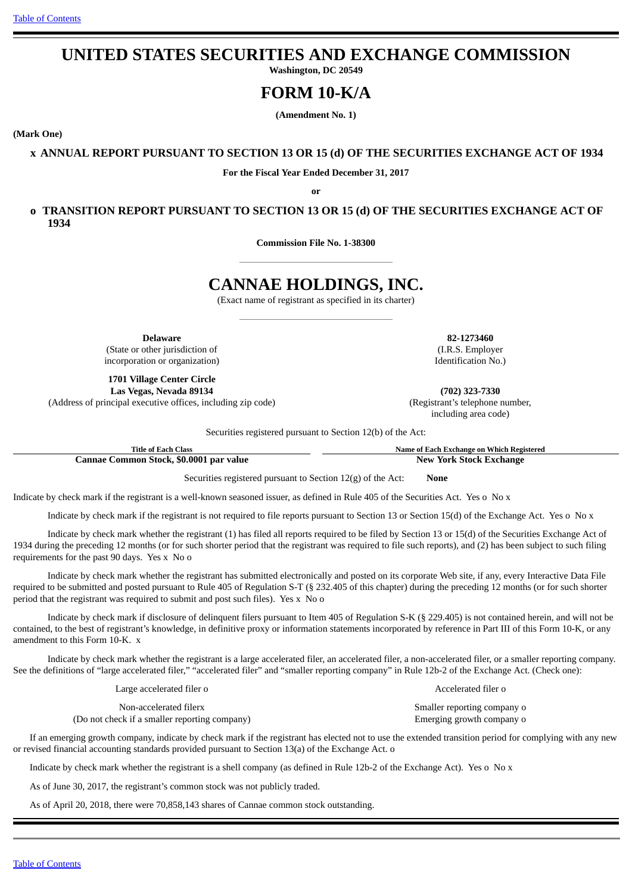# UNITED STATES SECURITIES AND EXCHANGE COMMISSION

**Washington, DC 20549**

# FORM 10-K/A

**(Amendment No. 1)**

**(Mark One)**

**x ANNUAL REPORT PURSUANT TO SECTION 13 OR 15 (d) OF THE SECURITIES EXCHANGE ACT OF 1934**

**For the Fiscal Year Ended December 31, 2017**

**or**

**o TRANSITION REPORT PURSUANT TO SECTION 13 OR 15 (d) OF THE SECURITIES EXCHANGE ACT OF 1934**

**Commission File No. 1-38300**

# CANNAE HOLDINGS, INC.

(Exact name of registrant as specified in its charter)

| | |
|---|---|
| **Delaware**<br>(State or other jurisdiction of incorporation or organization) | **82-1273460**<br>(I.R.S. Employer Identification No.) |
| **1701 Village Center Circle**<br>**Las Vegas, Nevada 89134**<br>(Address of principal executive offices, including zip code) | **(702) 323-7330**<br>(Registrant's telephone number, including area code) |

Securities registered pursuant to Section 12(b) of the Act:

| Title of Each Class | Name of Each Exchange on Which Registered |
|---|---|
| **Cannae Common Stock, $0.0001 par value** | **New York Stock Exchange** |

Securities registered pursuant to Section 12(g) of the Act: **None**

Indicate by check mark if the registrant is a well-known seasoned issuer, as defined in Rule 405 of the Securities Act. Yes o No x

Indicate by check mark if the registrant is not required to file reports pursuant to Section 13 or Section 15(d) of the Exchange Act. Yes o No x

Indicate by check mark whether the registrant (1) has filed all reports required to be filed by Section 13 or 15(d) of the Securities Exchange Act of 1934 during the preceding 12 months (or for such shorter period that the registrant was required to file such reports), and (2) has been subject to such filing requirements for the past 90 days. Yes x No o

Indicate by check mark whether the registrant has submitted electronically and posted on its corporate Web site, if any, every Interactive Data File required to be submitted and posted pursuant to Rule 405 of Regulation S-T (§ 232.405 of this chapter) during the preceding 12 months (or for such shorter period that the registrant was required to submit and post such files). Yes x No o

Indicate by check mark if disclosure of delinquent filers pursuant to Item 405 of Regulation S-K (§ 229.405) is not contained herein, and will not be contained, to the best of registrant's knowledge, in definitive proxy or information statements incorporated by reference in Part III of this Form 10-K, or any amendment to this Form 10-K. x

Indicate by check mark whether the registrant is a large accelerated filer, an accelerated filer, a non-accelerated filer, or a smaller reporting company. See the definitions of "large accelerated filer," "accelerated filer" and "smaller reporting company" in Rule 12b-2 of the Exchange Act. (Check one):

| | |
|---|---|
| Large accelerated filer o | Accelerated filer o |
| Non-accelerated filerx<br>(Do not check if a smaller reporting company) | Smaller reporting company o<br>Emerging growth company o |

If an emerging growth company, indicate by check mark if the registrant has elected not to use the extended transition period for complying with any new or revised financial accounting standards provided pursuant to Section 13(a) of the Exchange Act. o

Indicate by check mark whether the registrant is a shell company (as defined in Rule 12b-2 of the Exchange Act). Yes o No x

As of June 30, 2017, the registrant's common stock was not publicly traded.

As of April 20, 2018, there were 70,858,143 shares of Cannae common stock outstanding.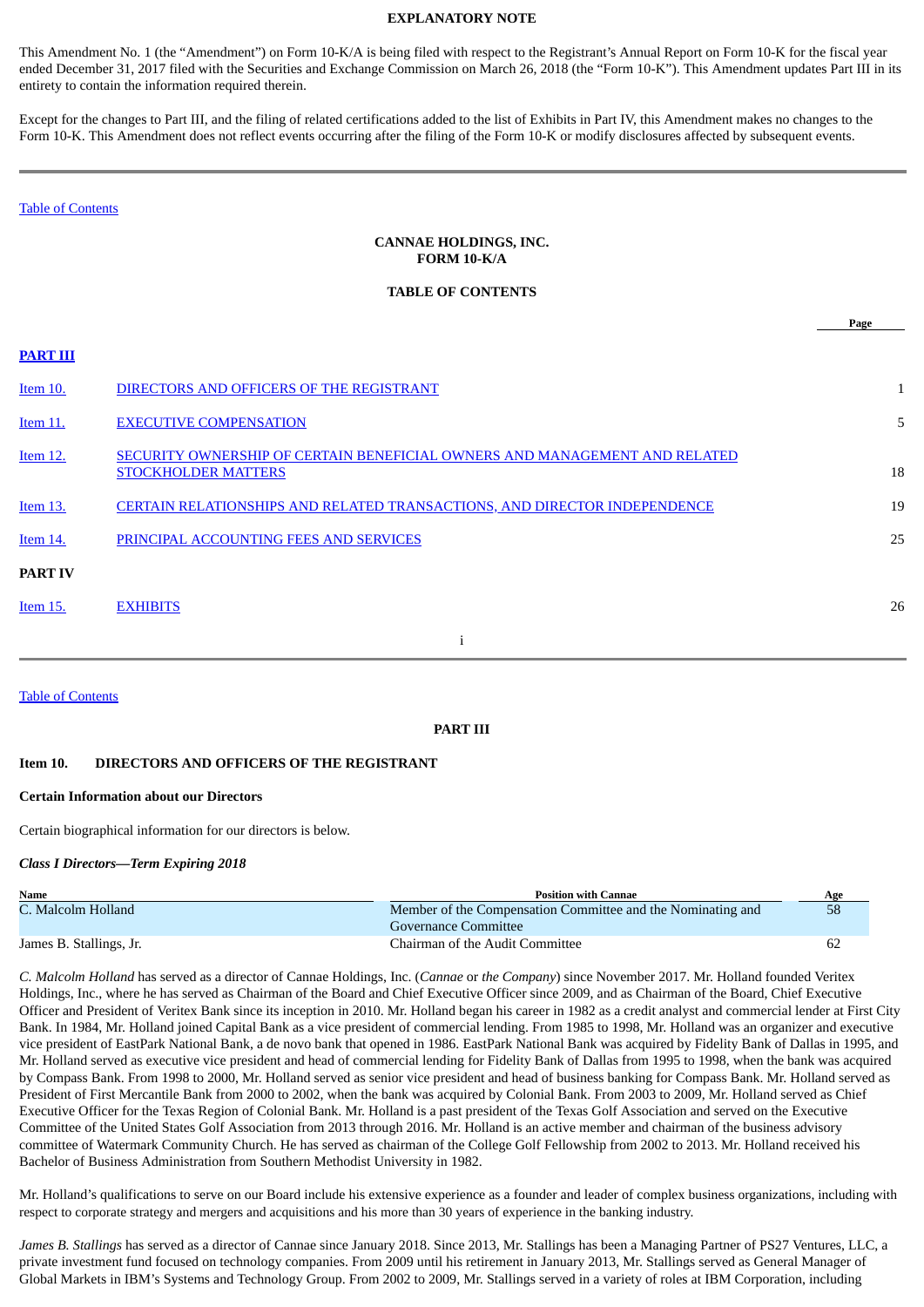**EXPLANATORY NOTE**

This Amendment No. 1 (the "Amendment") on Form 10-K/A is being filed with respect to the Registrant's Annual Report on Form 10-K for the fiscal year ended December 31, 2017 filed with the Securities and Exchange Commission on March 26, 2018 (the "Form 10-K"). This Amendment updates Part III in its entirety to contain the information required therein.

Except for the changes to Part III, and the filing of related certifications added to the list of Exhibits in Part IV, this Amendment makes no changes to the Form 10-K. This Amendment does not reflect events occurring after the filing of the Form 10-K or modify disclosures affected by subsequent events.

---

Table of Contents

**CANNAE HOLDINGS, INC.**
**FORM 10-K/A**

**TABLE OF CONTENTS**

| | | Page |
|---|---|---|
| **PART III** | | |
| Item 10. | DIRECTORS AND OFFICERS OF THE REGISTRANT | 1 |
| Item 11. | EXECUTIVE COMPENSATION | 5 |
| Item 12. | SECURITY OWNERSHIP OF CERTAIN BENEFICIAL OWNERS AND MANAGEMENT AND RELATED STOCKHOLDER MATTERS | 18 |
| Item 13. | CERTAIN RELATIONSHIPS AND RELATED TRANSACTIONS, AND DIRECTOR INDEPENDENCE | 19 |
| Item 14. | PRINCIPAL ACCOUNTING FEES AND SERVICES | 25 |
| **PART IV** | | |
| Item 15. | EXHIBITS | 26 |

---

Table of Contents

## PART III

### Item 10. DIRECTORS AND OFFICERS OF THE REGISTRANT

**Certain Information about our Directors**

Certain biographical information for our directors is below.

***Class I Directors—Term Expiring 2018***

| Name | Position with Cannae | Age |
|---|---|---|
| C. Malcolm Holland | Member of the Compensation Committee and the Nominating and Governance Committee | 58 |
| James B. Stallings, Jr. | Chairman of the Audit Committee | 62 |

*C. Malcolm Holland* has served as a director of Cannae Holdings, Inc. (*Cannae* or *the Company*) since November 2017. Mr. Holland founded Veritex Holdings, Inc., where he has served as Chairman of the Board and Chief Executive Officer since 2009, and as Chairman of the Board, Chief Executive Officer and President of Veritex Bank since its inception in 2010. Mr. Holland began his career in 1982 as a credit analyst and commercial lender at First City Bank. In 1984, Mr. Holland joined Capital Bank as a vice president of commercial lending. From 1985 to 1998, Mr. Holland was an organizer and executive vice president of EastPark National Bank, a de novo bank that opened in 1986. EastPark National Bank was acquired by Fidelity Bank of Dallas in 1995, and Mr. Holland served as executive vice president and head of commercial lending for Fidelity Bank of Dallas from 1995 to 1998, when the bank was acquired by Compass Bank. From 1998 to 2000, Mr. Holland served as senior vice president and head of business banking for Compass Bank. Mr. Holland served as President of First Mercantile Bank from 2000 to 2002, when the bank was acquired by Colonial Bank. From 2003 to 2009, Mr. Holland served as Chief Executive Officer for the Texas Region of Colonial Bank. Mr. Holland is a past president of the Texas Golf Association and served on the Executive Committee of the United States Golf Association from 2013 through 2016. Mr. Holland is an active member and chairman of the business advisory committee of Watermark Community Church. He has served as chairman of the College Golf Fellowship from 2002 to 2013. Mr. Holland received his Bachelor of Business Administration from Southern Methodist University in 1982.

Mr. Holland's qualifications to serve on our Board include his extensive experience as a founder and leader of complex business organizations, including with respect to corporate strategy and mergers and acquisitions and his more than 30 years of experience in the banking industry.

*James B. Stallings* has served as a director of Cannae since January 2018. Since 2013, Mr. Stallings has been a Managing Partner of PS27 Ventures, LLC, a private investment fund focused on technology companies. From 2009 until his retirement in January 2013, Mr. Stallings served as General Manager of Global Markets in IBM's Systems and Technology Group. From 2002 to 2009, Mr. Stallings served in a variety of roles at IBM Corporation, including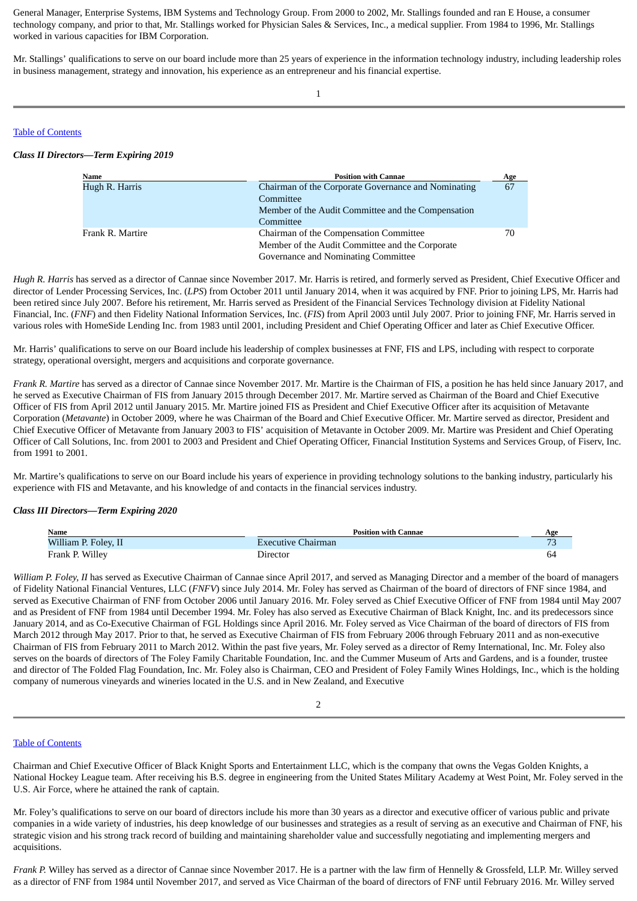General Manager, Enterprise Systems, IBM Systems and Technology Group. From 2000 to 2002, Mr. Stallings founded and ran E House, a consumer technology company, and prior to that, Mr. Stallings worked for Physician Sales & Services, Inc., a medical supplier. From 1984 to 1996, Mr. Stallings worked in various capacities for IBM Corporation.

Mr. Stallings' qualifications to serve on our board include more than 25 years of experience in the information technology industry, including leadership roles in business management, strategy and innovation, his experience as an entrepreneur and his financial expertise.

Table of Contents

***Class II Directors—Term Expiring 2019***

| Name | Position with Cannae | Age |
|---|---|---|
| Hugh R. Harris | Chairman of the Corporate Governance and Nominating Committee<br>Member of the Audit Committee and the Compensation Committee | 67 |
| Frank R. Martire | Chairman of the Compensation Committee<br>Member of the Audit Committee and the Corporate Governance and Nominating Committee | 70 |

*Hugh R. Harris* has served as a director of Cannae since November 2017. Mr. Harris is retired, and formerly served as President, Chief Executive Officer and director of Lender Processing Services, Inc. (*LPS*) from October 2011 until January 2014, when it was acquired by FNF. Prior to joining LPS, Mr. Harris had been retired since July 2007. Before his retirement, Mr. Harris served as President of the Financial Services Technology division at Fidelity National Financial, Inc. (*FNF*) and then Fidelity National Information Services, Inc. (*FIS*) from April 2003 until July 2007. Prior to joining FNF, Mr. Harris served in various roles with HomeSide Lending Inc. from 1983 until 2001, including President and Chief Operating Officer and later as Chief Executive Officer.

Mr. Harris' qualifications to serve on our Board include his leadership of complex businesses at FNF, FIS and LPS, including with respect to corporate strategy, operational oversight, mergers and acquisitions and corporate governance.

*Frank R. Martire* has served as a director of Cannae since November 2017. Mr. Martire is the Chairman of FIS, a position he has held since January 2017, and he served as Executive Chairman of FIS from January 2015 through December 2017. Mr. Martire served as Chairman of the Board and Chief Executive Officer of FIS from April 2012 until January 2015. Mr. Martire joined FIS as President and Chief Executive Officer after its acquisition of Metavante Corporation (*Metavante*) in October 2009, where he was Chairman of the Board and Chief Executive Officer. Mr. Martire served as director, President and Chief Executive Officer of Metavante from January 2003 to FIS' acquisition of Metavante in October 2009. Mr. Martire was President and Chief Operating Officer of Call Solutions, Inc. from 2001 to 2003 and President and Chief Operating Officer, Financial Institution Systems and Services Group, of Fiserv, Inc. from 1991 to 2001.

Mr. Martire's qualifications to serve on our Board include his years of experience in providing technology solutions to the banking industry, particularly his experience with FIS and Metavante, and his knowledge of and contacts in the financial services industry.

***Class III Directors—Term Expiring 2020***

| Name | Position with Cannae | Age |
|---|---|---|
| William P. Foley, II | Executive Chairman | 73 |
| Frank P. Willey | Director | 64 |

*William P. Foley, II* has served as Executive Chairman of Cannae since April 2017, and served as Managing Director and a member of the board of managers of Fidelity National Financial Ventures, LLC (*FNFV*) since July 2014. Mr. Foley has served as Chairman of the board of directors of FNF since 1984, and served as Executive Chairman of FNF from October 2006 until January 2016. Mr. Foley served as Chief Executive Officer of FNF from 1984 until May 2007 and as President of FNF from 1984 until December 1994. Mr. Foley has also served as Executive Chairman of Black Knight, Inc. and its predecessors since January 2014, and as Co-Executive Chairman of FGL Holdings since April 2016. Mr. Foley served as Vice Chairman of the board of directors of FIS from March 2012 through May 2017. Prior to that, he served as Executive Chairman of FIS from February 2006 through February 2011 and as non-executive Chairman of FIS from February 2011 to March 2012. Within the past five years, Mr. Foley served as a director of Remy International, Inc. Mr. Foley also serves on the boards of directors of The Foley Family Charitable Foundation, Inc. and the Cummer Museum of Arts and Gardens, and is a founder, trustee and director of The Folded Flag Foundation, Inc. Mr. Foley also is Chairman, CEO and President of Foley Family Wines Holdings, Inc., which is the holding company of numerous vineyards and wineries located in the U.S. and in New Zealand, and Executive

Table of Contents

Chairman and Chief Executive Officer of Black Knight Sports and Entertainment LLC, which is the company that owns the Vegas Golden Knights, a National Hockey League team. After receiving his B.S. degree in engineering from the United States Military Academy at West Point, Mr. Foley served in the U.S. Air Force, where he attained the rank of captain.

Mr. Foley's qualifications to serve on our board of directors include his more than 30 years as a director and executive officer of various public and private companies in a wide variety of industries, his deep knowledge of our businesses and strategies as a result of serving as an executive and Chairman of FNF, his strategic vision and his strong track record of building and maintaining shareholder value and successfully negotiating and implementing mergers and acquisitions.

*Frank P.* Willey has served as a director of Cannae since November 2017. He is a partner with the law firm of Hennelly & Grossfeld, LLP. Mr. Willey served as a director of FNF from 1984 until November 2017, and served as Vice Chairman of the board of directors of FNF until February 2016. Mr. Willey served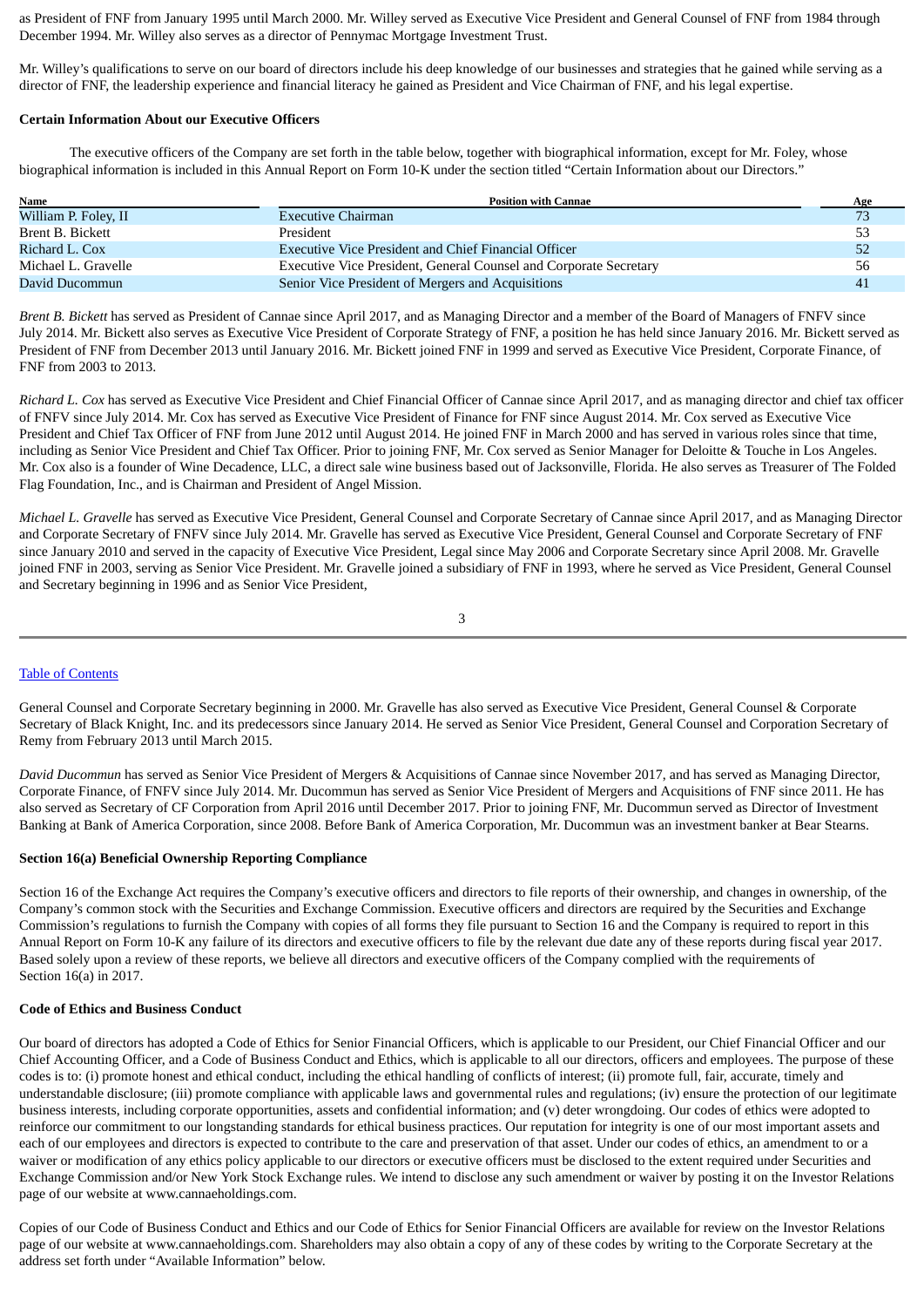as President of FNF from January 1995 until March 2000. Mr. Willey served as Executive Vice President and General Counsel of FNF from 1984 through December 1994. Mr. Willey also serves as a director of Pennymac Mortgage Investment Trust.

Mr. Willey's qualifications to serve on our board of directors include his deep knowledge of our businesses and strategies that he gained while serving as a director of FNF, the leadership experience and financial literacy he gained as President and Vice Chairman of FNF, and his legal expertise.

**Certain Information About our Executive Officers**

The executive officers of the Company are set forth in the table below, together with biographical information, except for Mr. Foley, whose biographical information is included in this Annual Report on Form 10-K under the section titled "Certain Information about our Directors."

| Name | Position with Cannae | Age |
|---|---|---|
| William P. Foley, II | Executive Chairman | 73 |
| Brent B. Bickett | President | 53 |
| Richard L. Cox | Executive Vice President and Chief Financial Officer | 52 |
| Michael L. Gravelle | Executive Vice President, General Counsel and Corporate Secretary | 56 |
| David Ducommun | Senior Vice President of Mergers and Acquisitions | 41 |

*Brent B. Bickett* has served as President of Cannae since April 2017, and as Managing Director and a member of the Board of Managers of FNFV since July 2014. Mr. Bickett also serves as Executive Vice President of Corporate Strategy of FNF, a position he has held since January 2016. Mr. Bickett served as President of FNF from December 2013 until January 2016. Mr. Bickett joined FNF in 1999 and served as Executive Vice President, Corporate Finance, of FNF from 2003 to 2013.

*Richard L. Cox* has served as Executive Vice President and Chief Financial Officer of Cannae since April 2017, and as managing director and chief tax officer of FNFV since July 2014. Mr. Cox has served as Executive Vice President of Finance for FNF since August 2014. Mr. Cox served as Executive Vice President and Chief Tax Officer of FNF from June 2012 until August 2014. He joined FNF in March 2000 and has served in various roles since that time, including as Senior Vice President and Chief Tax Officer. Prior to joining FNF, Mr. Cox served as Senior Manager for Deloitte & Touche in Los Angeles. Mr. Cox also is a founder of Wine Decadence, LLC, a direct sale wine business based out of Jacksonville, Florida. He also serves as Treasurer of The Folded Flag Foundation, Inc., and is Chairman and President of Angel Mission.

*Michael L. Gravelle* has served as Executive Vice President, General Counsel and Corporate Secretary of Cannae since April 2017, and as Managing Director and Corporate Secretary of FNFV since July 2014. Mr. Gravelle has served as Executive Vice President, General Counsel and Corporate Secretary of FNF since January 2010 and served in the capacity of Executive Vice President, Legal since May 2006 and Corporate Secretary since April 2008. Mr. Gravelle joined FNF in 2003, serving as Senior Vice President. Mr. Gravelle joined a subsidiary of FNF in 1993, where he served as Vice President, General Counsel and Secretary beginning in 1996 and as Senior Vice President, General Counsel and Corporate Secretary beginning in 2000. Mr. Gravelle has also served as Executive Vice President, General Counsel & Corporate Secretary of Black Knight, Inc. and its predecessors since January 2014. He served as Senior Vice President, General Counsel and Corporation Secretary of Remy from February 2013 until March 2015.

*David Ducommun* has served as Senior Vice President of Mergers & Acquisitions of Cannae since November 2017, and has served as Managing Director, Corporate Finance, of FNFV since July 2014. Mr. Ducommun has served as Senior Vice President of Mergers and Acquisitions of FNF since 2011. He has also served as Secretary of CF Corporation from April 2016 until December 2017. Prior to joining FNF, Mr. Ducommun served as Director of Investment Banking at Bank of America Corporation, since 2008. Before Bank of America Corporation, Mr. Ducommun was an investment banker at Bear Stearns.

**Section 16(a) Beneficial Ownership Reporting Compliance**

Section 16 of the Exchange Act requires the Company's executive officers and directors to file reports of their ownership, and changes in ownership, of the Company's common stock with the Securities and Exchange Commission. Executive officers and directors are required by the Securities and Exchange Commission's regulations to furnish the Company with copies of all forms they file pursuant to Section 16 and the Company is required to report in this Annual Report on Form 10-K any failure of its directors and executive officers to file by the relevant due date any of these reports during fiscal year 2017. Based solely upon a review of these reports, we believe all directors and executive officers of the Company complied with the requirements of Section 16(a) in 2017.

**Code of Ethics and Business Conduct**

Our board of directors has adopted a Code of Ethics for Senior Financial Officers, which is applicable to our President, our Chief Financial Officer and our Chief Accounting Officer, and a Code of Business Conduct and Ethics, which is applicable to all our directors, officers and employees. The purpose of these codes is to: (i) promote honest and ethical conduct, including the ethical handling of conflicts of interest; (ii) promote full, fair, accurate, timely and understandable disclosure; (iii) promote compliance with applicable laws and governmental rules and regulations; (iv) ensure the protection of our legitimate business interests, including corporate opportunities, assets and confidential information; and (v) deter wrongdoing. Our codes of ethics were adopted to reinforce our commitment to our longstanding standards for ethical business practices. Our reputation for integrity is one of our most important assets and each of our employees and directors is expected to contribute to the care and preservation of that asset. Under our codes of ethics, an amendment to or a waiver or modification of any ethics policy applicable to our directors or executive officers must be disclosed to the extent required under Securities and Exchange Commission and/or New York Stock Exchange rules. We intend to disclose any such amendment or waiver by posting it on the Investor Relations page of our website at www.cannaeholdings.com.

Copies of our Code of Business Conduct and Ethics and our Code of Ethics for Senior Financial Officers are available for review on the Investor Relations page of our website at www.cannaeholdings.com. Shareholders may also obtain a copy of any of these codes by writing to the Corporate Secretary at the address set forth under "Available Information" below.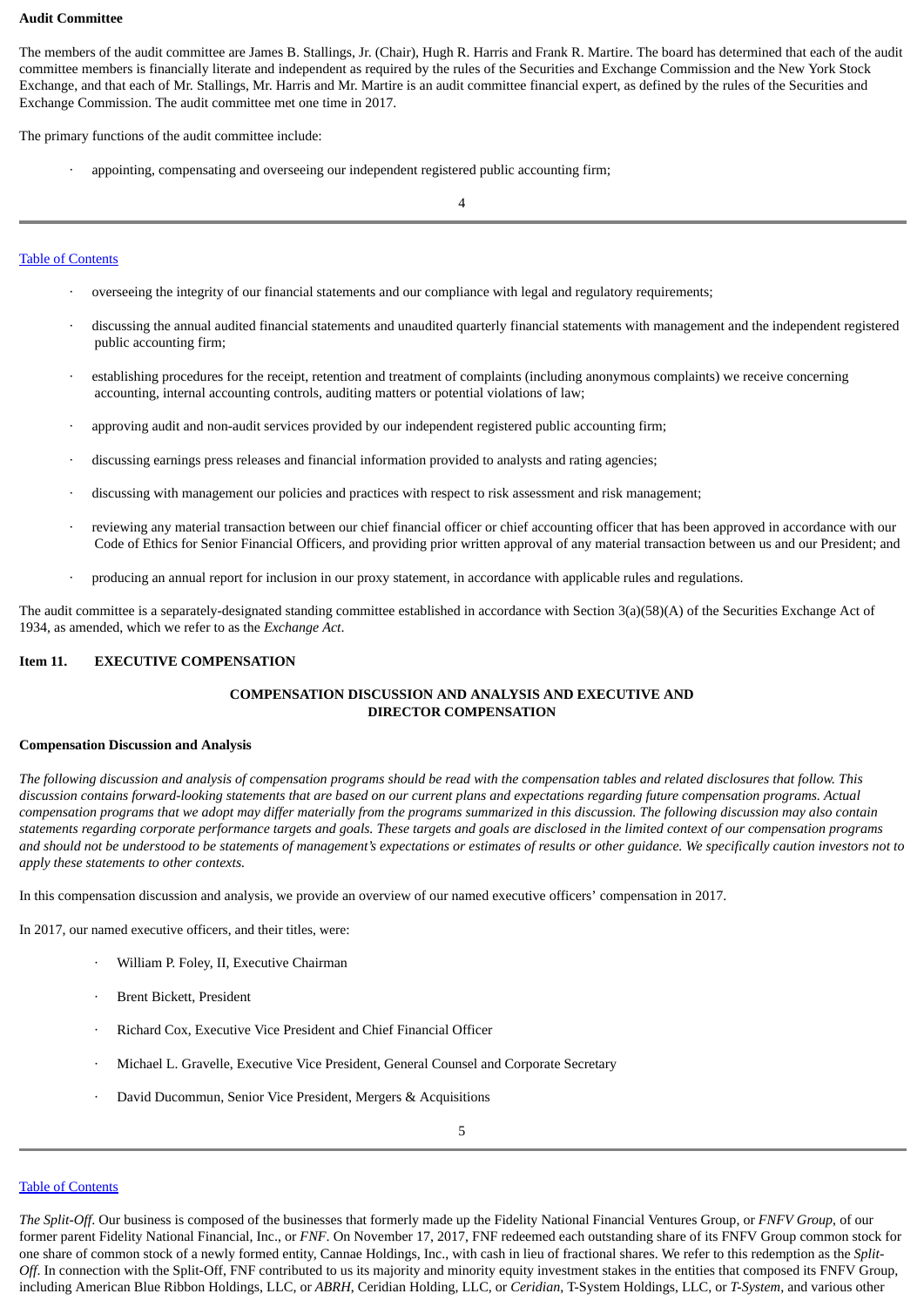**Audit Committee**

The members of the audit committee are James B. Stallings, Jr. (Chair), Hugh R. Harris and Frank R. Martire. The board has determined that each of the audit committee members is financially literate and independent as required by the rules of the Securities and Exchange Commission and the New York Stock Exchange, and that each of Mr. Stallings, Mr. Harris and Mr. Martire is an audit committee financial expert, as defined by the rules of the Securities and Exchange Commission. The audit committee met one time in 2017.

The primary functions of the audit committee include:

- appointing, compensating and overseeing our independent registered public accounting firm;
- overseeing the integrity of our financial statements and our compliance with legal and regulatory requirements;
- discussing the annual audited financial statements and unaudited quarterly financial statements with management and the independent registered public accounting firm;
- establishing procedures for the receipt, retention and treatment of complaints (including anonymous complaints) we receive concerning accounting, internal accounting controls, auditing matters or potential violations of law;
- approving audit and non-audit services provided by our independent registered public accounting firm;
- discussing earnings press releases and financial information provided to analysts and rating agencies;
- discussing with management our policies and practices with respect to risk assessment and risk management;
- reviewing any material transaction between our chief financial officer or chief accounting officer that has been approved in accordance with our Code of Ethics for Senior Financial Officers, and providing prior written approval of any material transaction between us and our President; and
- producing an annual report for inclusion in our proxy statement, in accordance with applicable rules and regulations.

The audit committee is a separately-designated standing committee established in accordance with Section 3(a)(58)(A) of the Securities Exchange Act of 1934, as amended, which we refer to as the *Exchange Act*.

## Item 11. EXECUTIVE COMPENSATION

### COMPENSATION DISCUSSION AND ANALYSIS AND EXECUTIVE AND DIRECTOR COMPENSATION

**Compensation Discussion and Analysis**

*The following discussion and analysis of compensation programs should be read with the compensation tables and related disclosures that follow. This discussion contains forward-looking statements that are based on our current plans and expectations regarding future compensation programs. Actual compensation programs that we adopt may differ materially from the programs summarized in this discussion. The following discussion may also contain statements regarding corporate performance targets and goals. These targets and goals are disclosed in the limited context of our compensation programs and should not be understood to be statements of management's expectations or estimates of results or other guidance. We specifically caution investors not to apply these statements to other contexts.*

In this compensation discussion and analysis, we provide an overview of our named executive officers' compensation in 2017.

In 2017, our named executive officers, and their titles, were:

- William P. Foley, II, Executive Chairman
- Brent Bickett, President
- Richard Cox, Executive Vice President and Chief Financial Officer
- Michael L. Gravelle, Executive Vice President, General Counsel and Corporate Secretary
- David Ducommun, Senior Vice President, Mergers & Acquisitions

*The Split-Off*. Our business is composed of the businesses that formerly made up the Fidelity National Financial Ventures Group, or *FNFV Group*, of our former parent Fidelity National Financial, Inc., or *FNF*. On November 17, 2017, FNF redeemed each outstanding share of its FNFV Group common stock for one share of common stock of a newly formed entity, Cannae Holdings, Inc., with cash in lieu of fractional shares. We refer to this redemption as the *Split-Off*. In connection with the Split-Off, FNF contributed to us its majority and minority equity investment stakes in the entities that composed its FNFV Group, including American Blue Ribbon Holdings, LLC, or *ABRH*, Ceridian Holding, LLC, or *Ceridian*, T-System Holdings, LLC, or *T-System*, and various other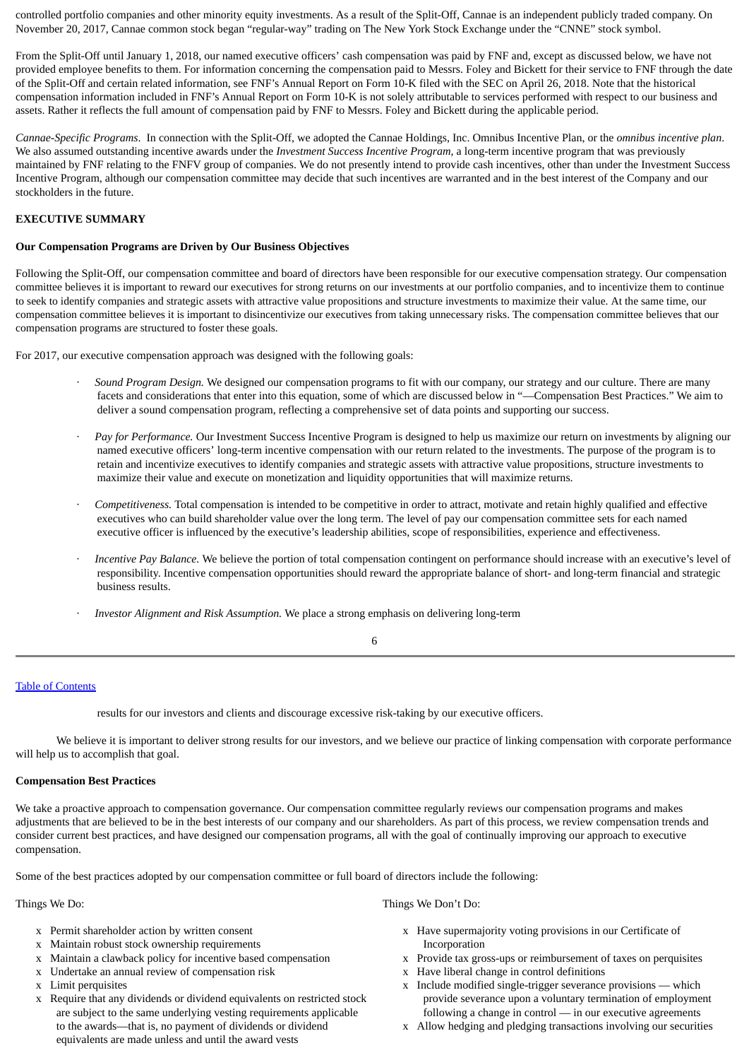controlled portfolio companies and other minority equity investments. As a result of the Split-Off, Cannae is an independent publicly traded company. On November 20, 2017, Cannae common stock began "regular-way" trading on The New York Stock Exchange under the "CNNE" stock symbol.

From the Split-Off until January 1, 2018, our named executive officers' cash compensation was paid by FNF and, except as discussed below, we have not provided employee benefits to them. For information concerning the compensation paid to Messrs. Foley and Bickett for their service to FNF through the date of the Split-Off and certain related information, see FNF's Annual Report on Form 10-K filed with the SEC on April 26, 2018. Note that the historical compensation information included in FNF's Annual Report on Form 10-K is not solely attributable to services performed with respect to our business and assets. Rather it reflects the full amount of compensation paid by FNF to Messrs. Foley and Bickett during the applicable period.

*Cannae-Specific Programs*. In connection with the Split-Off, we adopted the Cannae Holdings, Inc. Omnibus Incentive Plan, or the *omnibus incentive plan*. We also assumed outstanding incentive awards under the *Investment Success Incentive Program*, a long-term incentive program that was previously maintained by FNF relating to the FNFV group of companies. We do not presently intend to provide cash incentives, other than under the Investment Success Incentive Program, although our compensation committee may decide that such incentives are warranted and in the best interest of the Company and our stockholders in the future.

## EXECUTIVE SUMMARY

### Our Compensation Programs are Driven by Our Business Objectives

Following the Split-Off, our compensation committee and board of directors have been responsible for our executive compensation strategy. Our compensation committee believes it is important to reward our executives for strong returns on our investments at our portfolio companies, and to incentivize them to continue to seek to identify companies and strategic assets with attractive value propositions and structure investments to maximize their value. At the same time, our compensation committee believes it is important to disincentivize our executives from taking unnecessary risks. The compensation committee believes that our compensation programs are structured to foster these goals.

For 2017, our executive compensation approach was designed with the following goals:

- *Sound Program Design.* We designed our compensation programs to fit with our company, our strategy and our culture. There are many facets and considerations that enter into this equation, some of which are discussed below in "—Compensation Best Practices." We aim to deliver a sound compensation program, reflecting a comprehensive set of data points and supporting our success.
- *Pay for Performance.* Our Investment Success Incentive Program is designed to help us maximize our return on investments by aligning our named executive officers' long-term incentive compensation with our return related to the investments. The purpose of the program is to retain and incentivize executives to identify companies and strategic assets with attractive value propositions, structure investments to maximize their value and execute on monetization and liquidity opportunities that will maximize returns.
- *Competitiveness.* Total compensation is intended to be competitive in order to attract, motivate and retain highly qualified and effective executives who can build shareholder value over the long term. The level of pay our compensation committee sets for each named executive officer is influenced by the executive's leadership abilities, scope of responsibilities, experience and effectiveness.
- *Incentive Pay Balance.* We believe the portion of total compensation contingent on performance should increase with an executive's level of responsibility. Incentive compensation opportunities should reward the appropriate balance of short- and long-term financial and strategic business results.
- *Investor Alignment and Risk Assumption.* We place a strong emphasis on delivering long-term results for our investors and clients and discourage excessive risk-taking by our executive officers.

We believe it is important to deliver strong results for our investors, and we believe our practice of linking compensation with corporate performance will help us to accomplish that goal.

### Compensation Best Practices

We take a proactive approach to compensation governance. Our compensation committee regularly reviews our compensation programs and makes adjustments that are believed to be in the best interests of our company and our shareholders. As part of this process, we review compensation trends and consider current best practices, and have designed our compensation programs, all with the goal of continually improving our approach to executive compensation.

Some of the best practices adopted by our compensation committee or full board of directors include the following:

Things We Do:

- Permit shareholder action by written consent
- Maintain robust stock ownership requirements
- Maintain a clawback policy for incentive based compensation
- Undertake an annual review of compensation risk
- Limit perquisites
- Require that any dividends or dividend equivalents on restricted stock are subject to the same underlying vesting requirements applicable to the awards—that is, no payment of dividends or dividend equivalents are made unless and until the award vests

Things We Don't Do:

- Have supermajority voting provisions in our Certificate of Incorporation
- Provide tax gross-ups or reimbursement of taxes on perquisites
- Have liberal change in control definitions
- Include modified single-trigger severance provisions — which provide severance upon a voluntary termination of employment following a change in control — in our executive agreements
- Allow hedging and pledging transactions involving our securities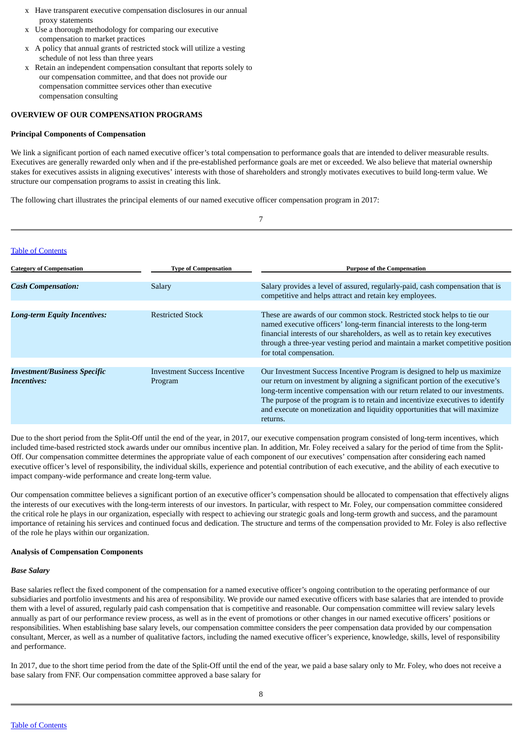- Have transparent executive compensation disclosures in our annual proxy statements
- Use a thorough methodology for comparing our executive compensation to market practices
- A policy that annual grants of restricted stock will utilize a vesting schedule of not less than three years
- Retain an independent compensation consultant that reports solely to our compensation committee, and that does not provide our compensation committee services other than executive compensation consulting

**OVERVIEW OF OUR COMPENSATION PROGRAMS**

**Principal Components of Compensation**

We link a significant portion of each named executive officer's total compensation to performance goals that are intended to deliver measurable results. Executives are generally rewarded only when and if the pre-established performance goals are met or exceeded. We also believe that material ownership stakes for executives assists in aligning executives' interests with those of shareholders and strongly motivates executives to build long-term value. We structure our compensation programs to assist in creating this link.

The following chart illustrates the principal elements of our named executive officer compensation program in 2017:

| Category of Compensation | Type of Compensation | Purpose of the Compensation |
| --- | --- | --- |
| ***Cash Compensation:*** | Salary | Salary provides a level of assured, regularly-paid, cash compensation that is competitive and helps attract and retain key employees. |
| ***Long-term Equity Incentives:*** | Restricted Stock | These are awards of our common stock. Restricted stock helps to tie our named executive officers' long-term financial interests to the long-term financial interests of our shareholders, as well as to retain key executives through a three-year vesting period and maintain a market competitive position for total compensation. |
| ***Investment/Business Specific Incentives:*** | Investment Success Incentive Program | Our Investment Success Incentive Program is designed to help us maximize our return on investment by aligning a significant portion of the executive's long-term incentive compensation with our return related to our investments. The purpose of the program is to retain and incentivize executives to identify and execute on monetization and liquidity opportunities that will maximize returns. |

Due to the short period from the Split-Off until the end of the year, in 2017, our executive compensation program consisted of long-term incentives, which included time-based restricted stock awards under our omnibus incentive plan. In addition, Mr. Foley received a salary for the period of time from the Split-Off. Our compensation committee determines the appropriate value of each component of our executives' compensation after considering each named executive officer's level of responsibility, the individual skills, experience and potential contribution of each executive, and the ability of each executive to impact company-wide performance and create long-term value.

Our compensation committee believes a significant portion of an executive officer's compensation should be allocated to compensation that effectively aligns the interests of our executives with the long-term interests of our investors. In particular, with respect to Mr. Foley, our compensation committee considered the critical role he plays in our organization, especially with respect to achieving our strategic goals and long-term growth and success, and the paramount importance of retaining his services and continued focus and dedication. The structure and terms of the compensation provided to Mr. Foley is also reflective of the role he plays within our organization.

**Analysis of Compensation Components**

***Base Salary***

Base salaries reflect the fixed component of the compensation for a named executive officer's ongoing contribution to the operating performance of our subsidiaries and portfolio investments and his area of responsibility. We provide our named executive officers with base salaries that are intended to provide them with a level of assured, regularly paid cash compensation that is competitive and reasonable. Our compensation committee will review salary levels annually as part of our performance review process, as well as in the event of promotions or other changes in our named executive officers' positions or responsibilities. When establishing base salary levels, our compensation committee considers the peer compensation data provided by our compensation consultant, Mercer, as well as a number of qualitative factors, including the named executive officer's experience, knowledge, skills, level of responsibility and performance.

In 2017, due to the short time period from the date of the Split-Off until the end of the year, we paid a base salary only to Mr. Foley, who does not receive a base salary from FNF. Our compensation committee approved a base salary for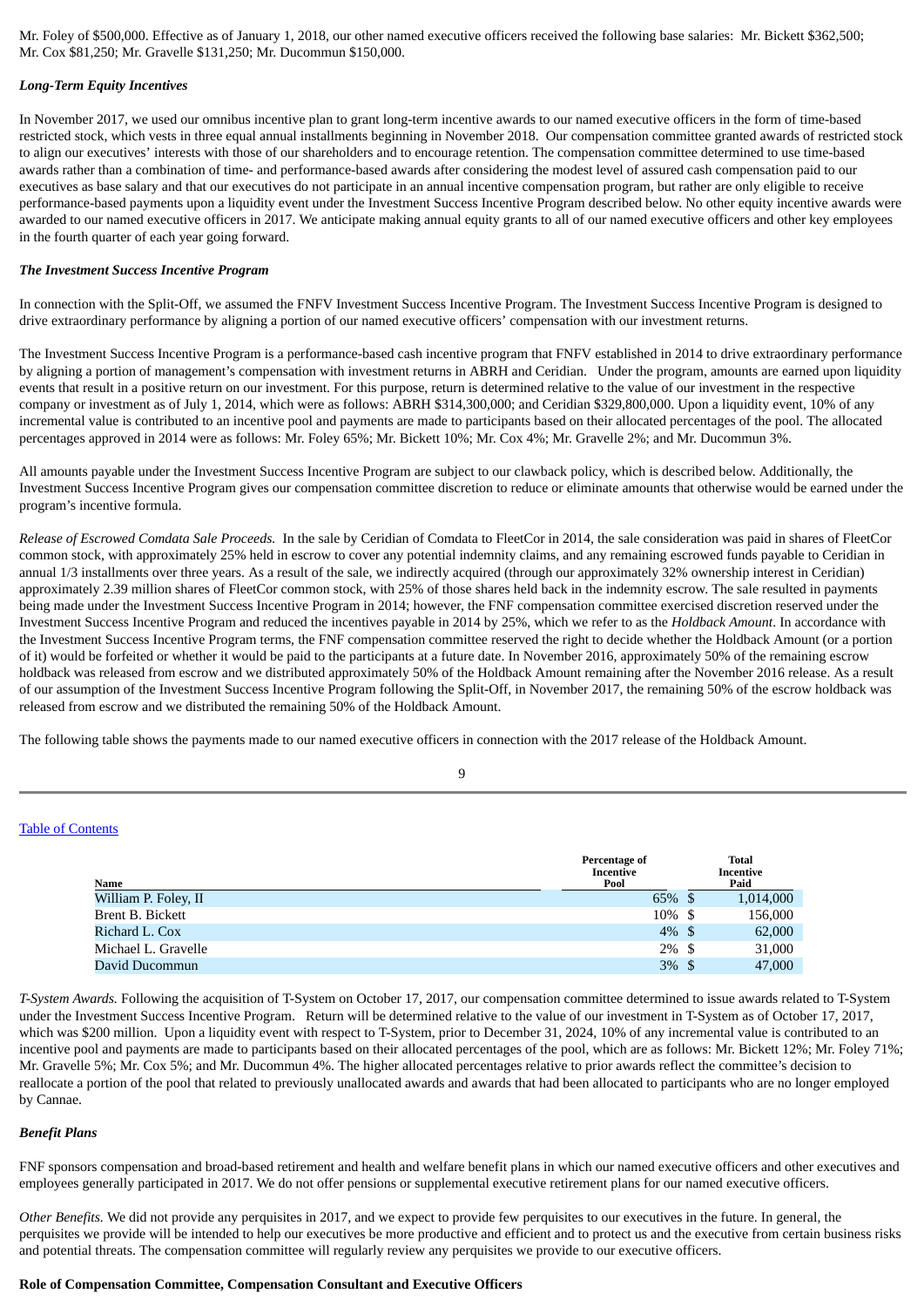Mr. Foley of $500,000. Effective as of January 1, 2018, our other named executive officers received the following base salaries: Mr. Bickett $362,500; Mr. Cox $81,250; Mr. Gravelle $131,250; Mr. Ducommun $150,000.

### *Long-Term Equity Incentives*

In November 2017, we used our omnibus incentive plan to grant long-term incentive awards to our named executive officers in the form of time-based restricted stock, which vests in three equal annual installments beginning in November 2018. Our compensation committee granted awards of restricted stock to align our executives' interests with those of our shareholders and to encourage retention. The compensation committee determined to use time-based awards rather than a combination of time- and performance-based awards after considering the modest level of assured cash compensation paid to our executives as base salary and that our executives do not participate in an annual incentive compensation program, but rather are only eligible to receive performance-based payments upon a liquidity event under the Investment Success Incentive Program described below. No other equity incentive awards were awarded to our named executive officers in 2017. We anticipate making annual equity grants to all of our named executive officers and other key employees in the fourth quarter of each year going forward.

### *The Investment Success Incentive Program*

In connection with the Split-Off, we assumed the FNFV Investment Success Incentive Program. The Investment Success Incentive Program is designed to drive extraordinary performance by aligning a portion of our named executive officers' compensation with our investment returns.

The Investment Success Incentive Program is a performance-based cash incentive program that FNFV established in 2014 to drive extraordinary performance by aligning a portion of management's compensation with investment returns in ABRH and Ceridian. Under the program, amounts are earned upon liquidity events that result in a positive return on our investment. For this purpose, return is determined relative to the value of our investment in the respective company or investment as of July 1, 2014, which were as follows: ABRH $314,300,000; and Ceridian $329,800,000. Upon a liquidity event, 10% of any incremental value is contributed to an incentive pool and payments are made to participants based on their allocated percentages of the pool. The allocated percentages approved in 2014 were as follows: Mr. Foley 65%; Mr. Bickett 10%; Mr. Cox 4%; Mr. Gravelle 2%; and Mr. Ducommun 3%.

All amounts payable under the Investment Success Incentive Program are subject to our clawback policy, which is described below. Additionally, the Investment Success Incentive Program gives our compensation committee discretion to reduce or eliminate amounts that otherwise would be earned under the program's incentive formula.

*Release of Escrowed Comdata Sale Proceeds.* In the sale by Ceridian of Comdata to FleetCor in 2014, the sale consideration was paid in shares of FleetCor common stock, with approximately 25% held in escrow to cover any potential indemnity claims, and any remaining escrowed funds payable to Ceridian in annual 1/3 installments over three years. As a result of the sale, we indirectly acquired (through our approximately 32% ownership interest in Ceridian) approximately 2.39 million shares of FleetCor common stock, with 25% of those shares held back in the indemnity escrow. The sale resulted in payments being made under the Investment Success Incentive Program in 2014; however, the FNF compensation committee exercised discretion reserved under the Investment Success Incentive Program and reduced the incentives payable in 2014 by 25%, which we refer to as the *Holdback Amount*. In accordance with the Investment Success Incentive Program terms, the FNF compensation committee reserved the right to decide whether the Holdback Amount (or a portion of it) would be forfeited or whether it would be paid to the participants at a future date. In November 2016, approximately 50% of the remaining escrow holdback was released from escrow and we distributed approximately 50% of the Holdback Amount remaining after the November 2016 release. As a result of our assumption of the Investment Success Incentive Program following the Split-Off, in November 2017, the remaining 50% of the escrow holdback was released from escrow and we distributed the remaining 50% of the Holdback Amount.

The following table shows the payments made to our named executive officers in connection with the 2017 release of the Holdback Amount.

| Name | Percentage of Incentive Pool | Total Incentive Paid |
|---|---|---|
| William P. Foley, II | 65% | $ 1,014,000 |
| Brent B. Bickett | 10% | $ 156,000 |
| Richard L. Cox | 4% | $ 62,000 |
| Michael L. Gravelle | 2% | $ 31,000 |
| David Ducommun | 3% | $ 47,000 |

*T-System Awards.* Following the acquisition of T-System on October 17, 2017, our compensation committee determined to issue awards related to T-System under the Investment Success Incentive Program. Return will be determined relative to the value of our investment in T-System as of October 17, 2017, which was $200 million. Upon a liquidity event with respect to T-System, prior to December 31, 2024, 10% of any incremental value is contributed to an incentive pool and payments are made to participants based on their allocated percentages of the pool, which are as follows: Mr. Bickett 12%; Mr. Foley 71%; Mr. Gravelle 5%; Mr. Cox 5%; and Mr. Ducommun 4%. The higher allocated percentages relative to prior awards reflect the committee's decision to reallocate a portion of the pool that related to previously unallocated awards and awards that had been allocated to participants who are no longer employed by Cannae.

### *Benefit Plans*

FNF sponsors compensation and broad-based retirement and health and welfare benefit plans in which our named executive officers and other executives and employees generally participated in 2017. We do not offer pensions or supplemental executive retirement plans for our named executive officers.

*Other Benefits.* We did not provide any perquisites in 2017, and we expect to provide few perquisites to our executives in the future. In general, the perquisites we provide will be intended to help our executives be more productive and efficient and to protect us and the executive from certain business risks and potential threats. The compensation committee will regularly review any perquisites we provide to our executive officers.

## Role of Compensation Committee, Compensation Consultant and Executive Officers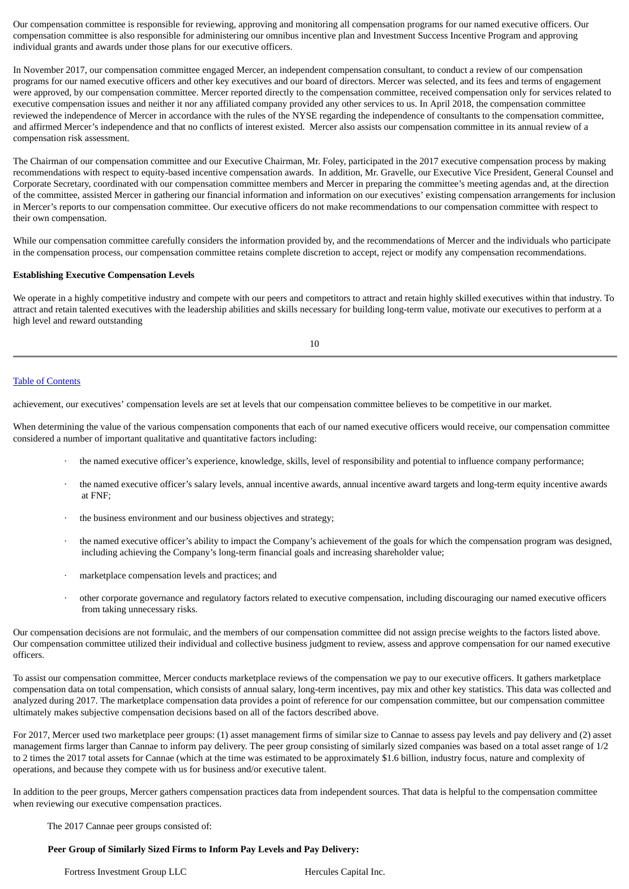Our compensation committee is responsible for reviewing, approving and monitoring all compensation programs for our named executive officers. Our compensation committee is also responsible for administering our omnibus incentive plan and Investment Success Incentive Program and approving individual grants and awards under those plans for our executive officers.

In November 2017, our compensation committee engaged Mercer, an independent compensation consultant, to conduct a review of our compensation programs for our named executive officers and other key executives and our board of directors. Mercer was selected, and its fees and terms of engagement were approved, by our compensation committee. Mercer reported directly to the compensation committee, received compensation only for services related to executive compensation issues and neither it nor any affiliated company provided any other services to us. In April 2018, the compensation committee reviewed the independence of Mercer in accordance with the rules of the NYSE regarding the independence of consultants to the compensation committee, and affirmed Mercer's independence and that no conflicts of interest existed. Mercer also assists our compensation committee in its annual review of a compensation risk assessment.

The Chairman of our compensation committee and our Executive Chairman, Mr. Foley, participated in the 2017 executive compensation process by making recommendations with respect to equity-based incentive compensation awards. In addition, Mr. Gravelle, our Executive Vice President, General Counsel and Corporate Secretary, coordinated with our compensation committee members and Mercer in preparing the committee's meeting agendas and, at the direction of the committee, assisted Mercer in gathering our financial information and information on our executives' existing compensation arrangements for inclusion in Mercer's reports to our compensation committee. Our executive officers do not make recommendations to our compensation committee with respect to their own compensation.

While our compensation committee carefully considers the information provided by, and the recommendations of Mercer and the individuals who participate in the compensation process, our compensation committee retains complete discretion to accept, reject or modify any compensation recommendations.

**Establishing Executive Compensation Levels**

We operate in a highly competitive industry and compete with our peers and competitors to attract and retain highly skilled executives within that industry. To attract and retain talented executives with the leadership abilities and skills necessary for building long-term value, motivate our executives to perform at a high level and reward outstanding achievement, our executives' compensation levels are set at levels that our compensation committee believes to be competitive in our market.

When determining the value of the various compensation components that each of our named executive officers would receive, our compensation committee considered a number of important qualitative and quantitative factors including:

- the named executive officer's experience, knowledge, skills, level of responsibility and potential to influence company performance;
- the named executive officer's salary levels, annual incentive awards, annual incentive award targets and long-term equity incentive awards at FNF;
- the business environment and our business objectives and strategy;
- the named executive officer's ability to impact the Company's achievement of the goals for which the compensation program was designed, including achieving the Company's long-term financial goals and increasing shareholder value;
- marketplace compensation levels and practices; and
- other corporate governance and regulatory factors related to executive compensation, including discouraging our named executive officers from taking unnecessary risks.

Our compensation decisions are not formulaic, and the members of our compensation committee did not assign precise weights to the factors listed above. Our compensation committee utilized their individual and collective business judgment to review, assess and approve compensation for our named executive officers.

To assist our compensation committee, Mercer conducts marketplace reviews of the compensation we pay to our executive officers. It gathers marketplace compensation data on total compensation, which consists of annual salary, long-term incentives, pay mix and other key statistics. This data was collected and analyzed during 2017. The marketplace compensation data provides a point of reference for our compensation committee, but our compensation committee ultimately makes subjective compensation decisions based on all of the factors described above.

For 2017, Mercer used two marketplace peer groups: (1) asset management firms of similar size to Cannae to assess pay levels and pay delivery and (2) asset management firms larger than Cannae to inform pay delivery. The peer group consisting of similarly sized companies was based on a total asset range of 1/2 to 2 times the 2017 total assets for Cannae (which at the time was estimated to be approximately $1.6 billion, industry focus, nature and complexity of operations, and because they compete with us for business and/or executive talent.

In addition to the peer groups, Mercer gathers compensation practices data from independent sources. That data is helpful to the compensation committee when reviewing our executive compensation practices.

The 2017 Cannae peer groups consisted of:

**Peer Group of Similarly Sized Firms to Inform Pay Levels and Pay Delivery:**

| | |
|---|---|
| Fortress Investment Group LLC | Hercules Capital Inc. |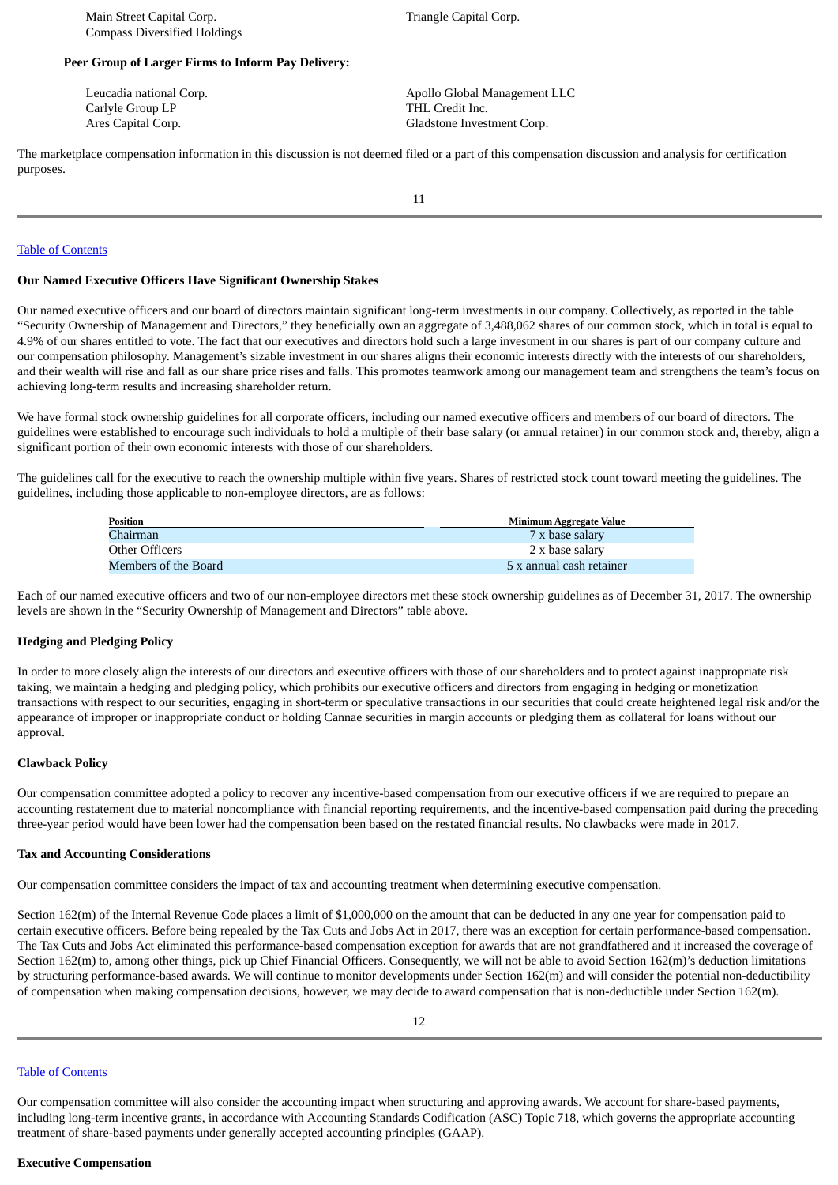Main Street Capital Corp.
Compass Diversified Holdings
Triangle Capital Corp.

**Peer Group of Larger Firms to Inform Pay Delivery:**

Leucadia national Corp.
Carlyle Group LP
Ares Capital Corp.
Apollo Global Management LLC
THL Credit Inc.
Gladstone Investment Corp.

The marketplace compensation information in this discussion is not deemed filed or a part of this compensation discussion and analysis for certification purposes.

[Table of Contents](#)

**Our Named Executive Officers Have Significant Ownership Stakes**

Our named executive officers and our board of directors maintain significant long-term investments in our company. Collectively, as reported in the table "Security Ownership of Management and Directors," they beneficially own an aggregate of 3,488,062 shares of our common stock, which in total is equal to 4.9% of our shares entitled to vote. The fact that our executives and directors hold such a large investment in our shares is part of our company culture and our compensation philosophy. Management's sizable investment in our shares aligns their economic interests directly with the interests of our shareholders, and their wealth will rise and fall as our share price rises and falls. This promotes teamwork among our management team and strengthens the team's focus on achieving long-term results and increasing shareholder return.

We have formal stock ownership guidelines for all corporate officers, including our named executive officers and members of our board of directors. The guidelines were established to encourage such individuals to hold a multiple of their base salary (or annual retainer) in our common stock and, thereby, align a significant portion of their own economic interests with those of our shareholders.

The guidelines call for the executive to reach the ownership multiple within five years. Shares of restricted stock count toward meeting the guidelines. The guidelines, including those applicable to non-employee directors, are as follows:

| Position | Minimum Aggregate Value |
|---|---|
| Chairman | 7 x base salary |
| Other Officers | 2 x base salary |
| Members of the Board | 5 x annual cash retainer |

Each of our named executive officers and two of our non-employee directors met these stock ownership guidelines as of December 31, 2017. The ownership levels are shown in the "Security Ownership of Management and Directors" table above.

**Hedging and Pledging Policy**

In order to more closely align the interests of our directors and executive officers with those of our shareholders and to protect against inappropriate risk taking, we maintain a hedging and pledging policy, which prohibits our executive officers and directors from engaging in hedging or monetization transactions with respect to our securities, engaging in short-term or speculative transactions in our securities that could create heightened legal risk and/or the appearance of improper or inappropriate conduct or holding Cannae securities in margin accounts or pledging them as collateral for loans without our approval.

**Clawback Policy**

Our compensation committee adopted a policy to recover any incentive-based compensation from our executive officers if we are required to prepare an accounting restatement due to material noncompliance with financial reporting requirements, and the incentive-based compensation paid during the preceding three-year period would have been lower had the compensation been based on the restated financial results. No clawbacks were made in 2017.

**Tax and Accounting Considerations**

Our compensation committee considers the impact of tax and accounting treatment when determining executive compensation.

Section 162(m) of the Internal Revenue Code places a limit of $1,000,000 on the amount that can be deducted in any one year for compensation paid to certain executive officers. Before being repealed by the Tax Cuts and Jobs Act in 2017, there was an exception for certain performance-based compensation. The Tax Cuts and Jobs Act eliminated this performance-based compensation exception for awards that are not grandfathered and it increased the coverage of Section 162(m) to, among other things, pick up Chief Financial Officers. Consequently, we will not be able to avoid Section 162(m)'s deduction limitations by structuring performance-based awards. We will continue to monitor developments under Section 162(m) and will consider the potential non-deductibility of compensation when making compensation decisions, however, we may decide to award compensation that is non-deductible under Section 162(m).

[Table of Contents](#)

Our compensation committee will also consider the accounting impact when structuring and approving awards. We account for share-based payments, including long-term incentive grants, in accordance with Accounting Standards Codification (ASC) Topic 718, which governs the appropriate accounting treatment of share-based payments under generally accepted accounting principles (GAAP).

**Executive Compensation**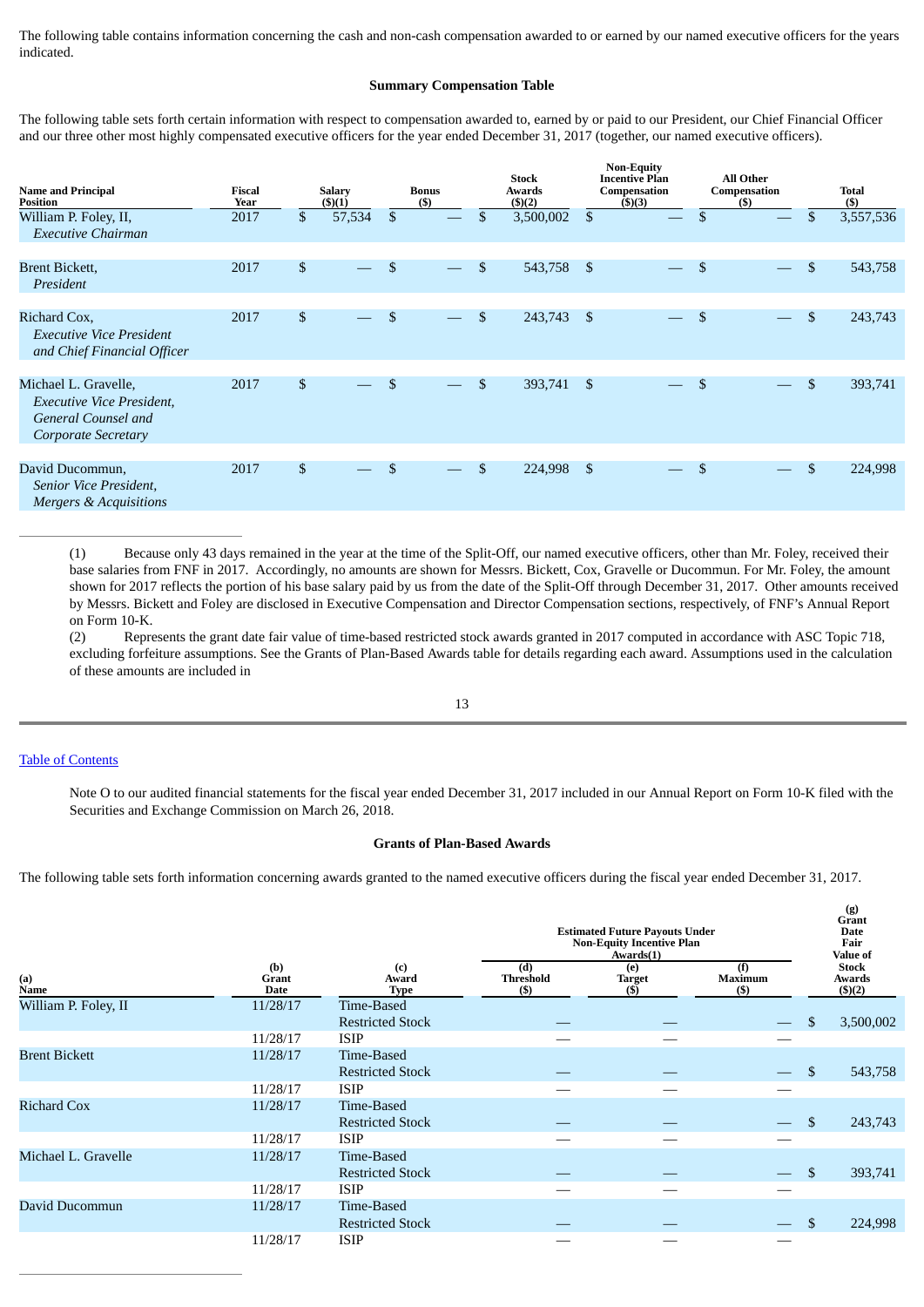The following table contains information concerning the cash and non-cash compensation awarded to or earned by our named executive officers for the years indicated.

**Summary Compensation Table**

The following table sets forth certain information with respect to compensation awarded to, earned by or paid to our President, our Chief Financial Officer and our three other most highly compensated executive officers for the year ended December 31, 2017 (together, our named executive officers).

| Name and Principal Position | Fiscal Year | Salary ($)(1) | Bonus ($) | Stock Awards ($)(2) | Non-Equity Incentive Plan Compensation ($)(3) | All Other Compensation ($) | Total ($) |
|---|---|---|---|---|---|---|---|
| William P. Foley, II, *Executive Chairman* | 2017 | $ 57,534 | $ — | $ 3,500,002 | $ — | $ — | $ 3,557,536 |
| Brent Bickett, *President* | 2017 | $ — | $ — | $ 543,758 | $ — | $ — | $ 543,758 |
| Richard Cox, *Executive Vice President and Chief Financial Officer* | 2017 | $ — | $ — | $ 243,743 | $ — | $ — | $ 243,743 |
| Michael L. Gravelle, *Executive Vice President, General Counsel and Corporate Secretary* | 2017 | $ — | $ — | $ 393,741 | $ — | $ — | $ 393,741 |
| David Ducommun, *Senior Vice President, Mergers & Acquisitions* | 2017 | $ — | $ — | $ 224,998 | $ — | $ — | $ 224,998 |

(1) Because only 43 days remained in the year at the time of the Split-Off, our named executive officers, other than Mr. Foley, received their base salaries from FNF in 2017. Accordingly, no amounts are shown for Messrs. Bickett, Cox, Gravelle or Ducommun. For Mr. Foley, the amount shown for 2017 reflects the portion of his base salary paid by us from the date of the Split-Off through December 31, 2017. Other amounts received by Messrs. Bickett and Foley are disclosed in Executive Compensation and Director Compensation sections, respectively, of FNF's Annual Report on Form 10-K.

(2) Represents the grant date fair value of time-based restricted stock awards granted in 2017 computed in accordance with ASC Topic 718, excluding forfeiture assumptions. See the Grants of Plan-Based Awards table for details regarding each award. Assumptions used in the calculation of these amounts are included in Note O to our audited financial statements for the fiscal year ended December 31, 2017 included in our Annual Report on Form 10-K filed with the Securities and Exchange Commission on March 26, 2018.

**Grants of Plan-Based Awards**

The following table sets forth information concerning awards granted to the named executive officers during the fiscal year ended December 31, 2017.

| (a) Name | (b) Grant Date | (c) Award Type | Estimated Future Payouts Under Non-Equity Incentive Plan Awards(1) | | | (g) Grant Date Fair Value of Stock Awards ($)(2) |
|---|---|---|---|---|---|---|
| | | | (d) Threshold ($) | (e) Target ($) | (f) Maximum ($) | |
| William P. Foley, II | 11/28/17 | Time-Based Restricted Stock | — | — | — | $ 3,500,002 |
| | 11/28/17 | ISIP | — | — | — | |
| Brent Bickett | 11/28/17 | Time-Based Restricted Stock | — | — | — | $ 543,758 |
| | 11/28/17 | ISIP | — | — | — | |
| Richard Cox | 11/28/17 | Time-Based Restricted Stock | — | — | — | $ 243,743 |
| | 11/28/17 | ISIP | — | — | — | |
| Michael L. Gravelle | 11/28/17 | Time-Based Restricted Stock | — | — | — | $ 393,741 |
| | 11/28/17 | ISIP | — | — | — | |
| David Ducommun | 11/28/17 | Time-Based Restricted Stock | — | — | — | $ 224,998 |
| | 11/28/17 | ISIP | — | — | — | |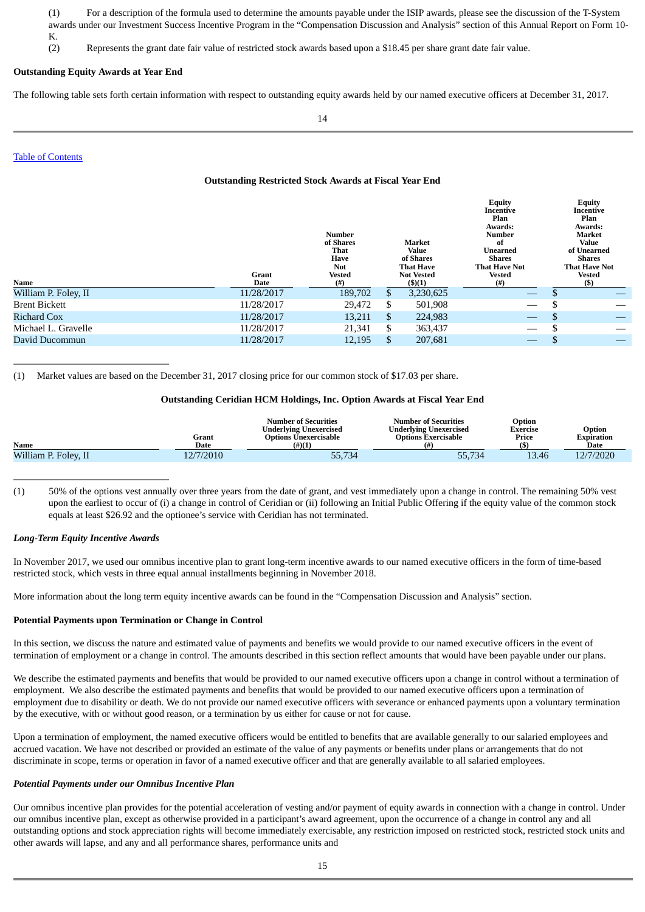(1) For a description of the formula used to determine the amounts payable under the ISIP awards, please see the discussion of the T-System awards under our Investment Success Incentive Program in the "Compensation Discussion and Analysis" section of this Annual Report on Form 10-K.

(2) Represents the grant date fair value of restricted stock awards based upon a $18.45 per share grant date fair value.

**Outstanding Equity Awards at Year End**

The following table sets forth certain information with respect to outstanding equity awards held by our named executive officers at December 31, 2017.

[Table of Contents](#)

**Outstanding Restricted Stock Awards at Fiscal Year End**

| Name | Grant Date | Number of Shares That Have Not Vested (#) | Market Value of Shares That Have Not Vested ($)(1) | Equity Incentive Plan Awards: Number of Unearned Shares That Have Not Vested (#) | Equity Incentive Plan Awards: Market Value of Unearned Shares That Have Not Vested ($) |
|---|---|---|---|---|---|
| William P. Foley, II | 11/28/2017 | 189,702 | $ 3,230,625 | — | $ — |
| Brent Bickett | 11/28/2017 | 29,472 | $ 501,908 | — | $ — |
| Richard Cox | 11/28/2017 | 13,211 | $ 224,983 | — | $ — |
| Michael L. Gravelle | 11/28/2017 | 21,341 | $ 363,437 | — | $ — |
| David Ducommun | 11/28/2017 | 12,195 | $ 207,681 | — | $ — |

(1) Market values are based on the December 31, 2017 closing price for our common stock of $17.03 per share.

**Outstanding Ceridian HCM Holdings, Inc. Option Awards at Fiscal Year End**

| Name | Grant Date | Number of Securities Underlying Unexercised Options Unexercisable (#)(1) | Number of Securities Underlying Unexercised Options Exercisable (#) | Option Exercise Price ($) | Option Expiration Date |
|---|---|---|---|---|---|
| William P. Foley, II | 12/7/2010 | 55,734 | 55,734 | 13.46 | 12/7/2020 |

(1) 50% of the options vest annually over three years from the date of grant, and vest immediately upon a change in control. The remaining 50% vest upon the earliest to occur of (i) a change in control of Ceridian or (ii) following an Initial Public Offering if the equity value of the common stock equals at least $26.92 and the optionee's service with Ceridian has not terminated.

***Long-Term Equity Incentive Awards***

In November 2017, we used our omnibus incentive plan to grant long-term incentive awards to our named executive officers in the form of time-based restricted stock, which vests in three equal annual installments beginning in November 2018.

More information about the long term equity incentive awards can be found in the "Compensation Discussion and Analysis" section.

**Potential Payments upon Termination or Change in Control**

In this section, we discuss the nature and estimated value of payments and benefits we would provide to our named executive officers in the event of termination of employment or a change in control. The amounts described in this section reflect amounts that would have been payable under our plans.

We describe the estimated payments and benefits that would be provided to our named executive officers upon a change in control without a termination of employment. We also describe the estimated payments and benefits that would be provided to our named executive officers upon a termination of employment due to disability or death. We do not provide our named executive officers with severance or enhanced payments upon a voluntary termination by the executive, with or without good reason, or a termination by us either for cause or not for cause.

Upon a termination of employment, the named executive officers would be entitled to benefits that are available generally to our salaried employees and accrued vacation. We have not described or provided an estimate of the value of any payments or benefits under plans or arrangements that do not discriminate in scope, terms or operation in favor of a named executive officer and that are generally available to all salaried employees.

***Potential Payments under our Omnibus Incentive Plan***

Our omnibus incentive plan provides for the potential acceleration of vesting and/or payment of equity awards in connection with a change in control. Under our omnibus incentive plan, except as otherwise provided in a participant's award agreement, upon the occurrence of a change in control any and all outstanding options and stock appreciation rights will become immediately exercisable, any restriction imposed on restricted stock, restricted stock units and other awards will lapse, and any and all performance shares, performance units and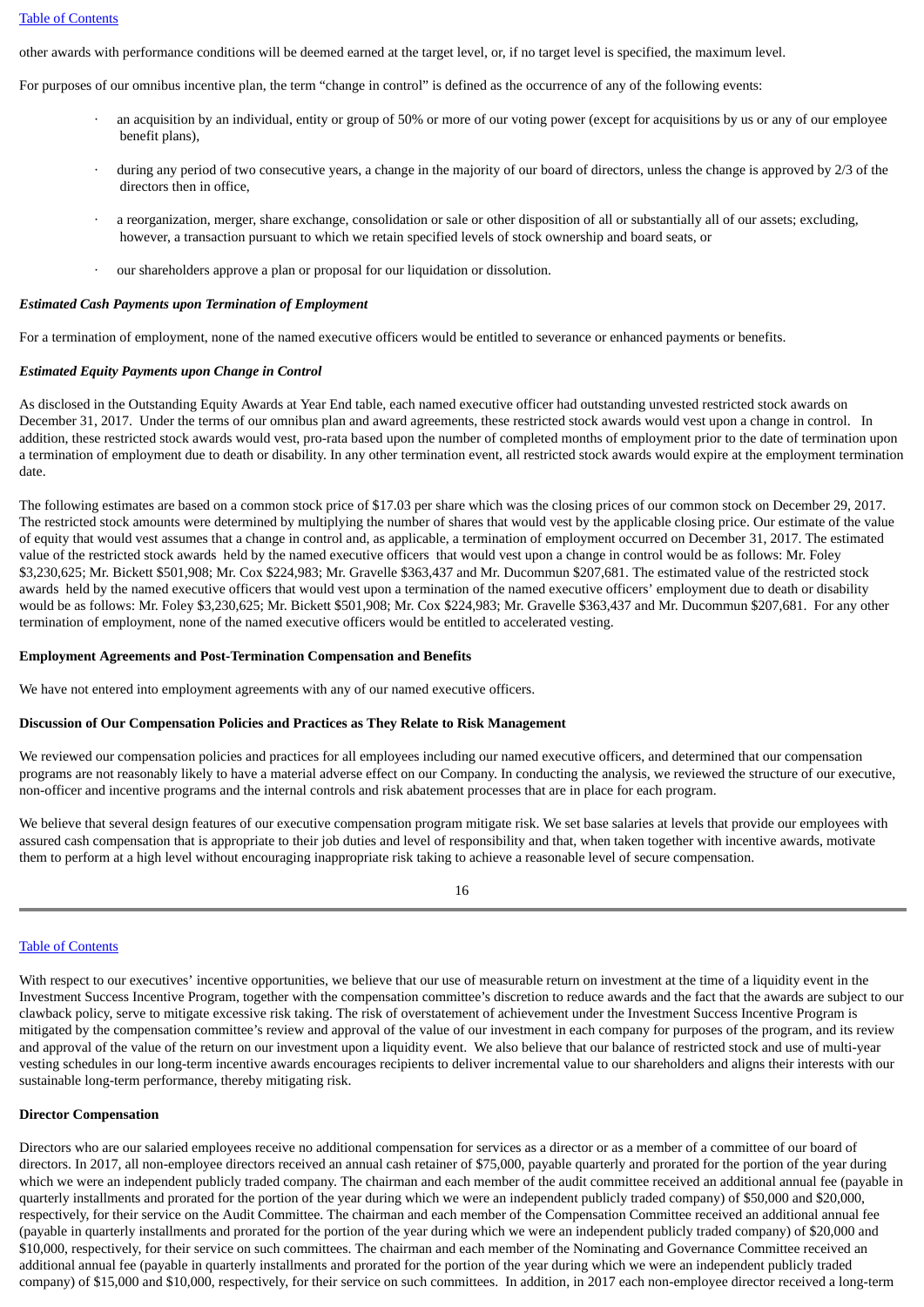other awards with performance conditions will be deemed earned at the target level, or, if no target level is specified, the maximum level.

For purposes of our omnibus incentive plan, the term "change in control" is defined as the occurrence of any of the following events:

- an acquisition by an individual, entity or group of 50% or more of our voting power (except for acquisitions by us or any of our employee benefit plans),
- during any period of two consecutive years, a change in the majority of our board of directors, unless the change is approved by 2/3 of the directors then in office,
- a reorganization, merger, share exchange, consolidation or sale or other disposition of all or substantially all of our assets; excluding, however, a transaction pursuant to which we retain specified levels of stock ownership and board seats, or
- our shareholders approve a plan or proposal for our liquidation or dissolution.

***Estimated Cash Payments upon Termination of Employment***

For a termination of employment, none of the named executive officers would be entitled to severance or enhanced payments or benefits.

***Estimated Equity Payments upon Change in Control***

As disclosed in the Outstanding Equity Awards at Year End table, each named executive officer had outstanding unvested restricted stock awards on December 31, 2017. Under the terms of our omnibus plan and award agreements, these restricted stock awards would vest upon a change in control. In addition, these restricted stock awards would vest, pro-rata based upon the number of completed months of employment prior to the date of termination upon a termination of employment due to death or disability. In any other termination event, all restricted stock awards would expire at the employment termination date.

The following estimates are based on a common stock price of $17.03 per share which was the closing prices of our common stock on December 29, 2017. The restricted stock amounts were determined by multiplying the number of shares that would vest by the applicable closing price. Our estimate of the value of equity that would vest assumes that a change in control and, as applicable, a termination of employment occurred on December 31, 2017. The estimated value of the restricted stock awards held by the named executive officers that would vest upon a change in control would be as follows: Mr. Foley $3,230,625; Mr. Bickett $501,908; Mr. Cox $224,983; Mr. Gravelle $363,437 and Mr. Ducommun $207,681. The estimated value of the restricted stock awards held by the named executive officers that would vest upon a termination of the named executive officers' employment due to death or disability would be as follows: Mr. Foley $3,230,625; Mr. Bickett $501,908; Mr. Cox $224,983; Mr. Gravelle $363,437 and Mr. Ducommun $207,681. For any other termination of employment, none of the named executive officers would be entitled to accelerated vesting.

**Employment Agreements and Post-Termination Compensation and Benefits**

We have not entered into employment agreements with any of our named executive officers.

**Discussion of Our Compensation Policies and Practices as They Relate to Risk Management**

We reviewed our compensation policies and practices for all employees including our named executive officers, and determined that our compensation programs are not reasonably likely to have a material adverse effect on our Company. In conducting the analysis, we reviewed the structure of our executive, non-officer and incentive programs and the internal controls and risk abatement processes that are in place for each program.

We believe that several design features of our executive compensation program mitigate risk. We set base salaries at levels that provide our employees with assured cash compensation that is appropriate to their job duties and level of responsibility and that, when taken together with incentive awards, motivate them to perform at a high level without encouraging inappropriate risk taking to achieve a reasonable level of secure compensation.

With respect to our executives' incentive opportunities, we believe that our use of measurable return on investment at the time of a liquidity event in the Investment Success Incentive Program, together with the compensation committee's discretion to reduce awards and the fact that the awards are subject to our clawback policy, serve to mitigate excessive risk taking. The risk of overstatement of achievement under the Investment Success Incentive Program is mitigated by the compensation committee's review and approval of the value of our investment in each company for purposes of the program, and its review and approval of the value of the return on our investment upon a liquidity event. We also believe that our balance of restricted stock and use of multi-year vesting schedules in our long-term incentive awards encourages recipients to deliver incremental value to our shareholders and aligns their interests with our sustainable long-term performance, thereby mitigating risk.

**Director Compensation**

Directors who are our salaried employees receive no additional compensation for services as a director or as a member of a committee of our board of directors. In 2017, all non-employee directors received an annual cash retainer of $75,000, payable quarterly and prorated for the portion of the year during which we were an independent publicly traded company. The chairman and each member of the audit committee received an additional annual fee (payable in quarterly installments and prorated for the portion of the year during which we were an independent publicly traded company) of $50,000 and $20,000, respectively, for their service on the Audit Committee. The chairman and each member of the Compensation Committee received an additional annual fee (payable in quarterly installments and prorated for the portion of the year during which we were an independent publicly traded company) of $20,000 and $10,000, respectively, for their service on such committees. The chairman and each member of the Nominating and Governance Committee received an additional annual fee (payable in quarterly installments and prorated for the portion of the year during which we were an independent publicly traded company) of $15,000 and $10,000, respectively, for their service on such committees. In addition, in 2017 each non-employee director received a long-term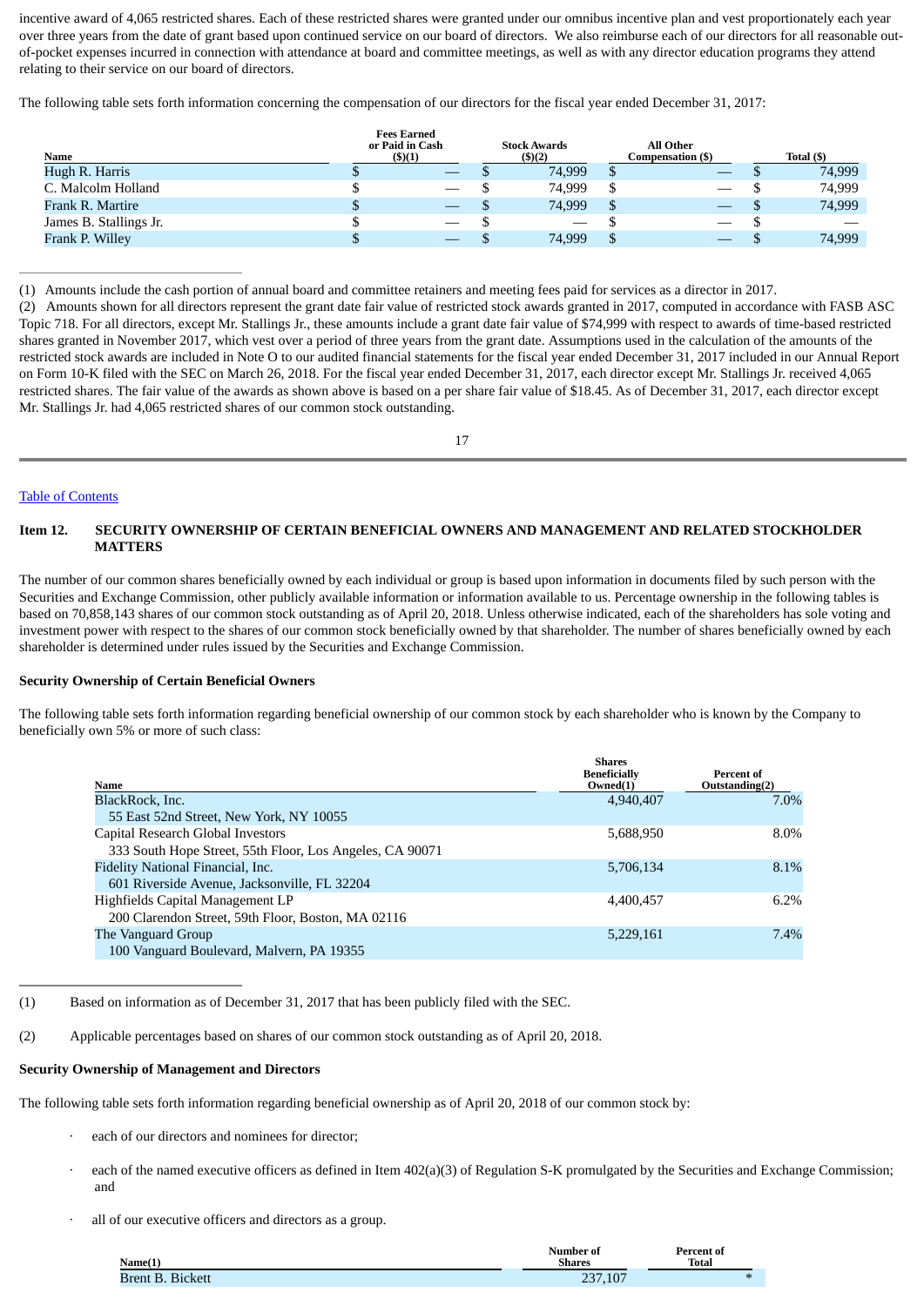incentive award of 4,065 restricted shares. Each of these restricted shares were granted under our omnibus incentive plan and vest proportionately each year over three years from the date of grant based upon continued service on our board of directors. We also reimburse each of our directors for all reasonable out-of-pocket expenses incurred in connection with attendance at board and committee meetings, as well as with any director education programs they attend relating to their service on our board of directors.

The following table sets forth information concerning the compensation of our directors for the fiscal year ended December 31, 2017:

| Name | Fees Earned or Paid in Cash ($)(1) | Stock Awards ($)(2) | All Other Compensation ($) | Total ($) |
|---|---|---|---|---|
| Hugh R. Harris | $ — | $ 74,999 | $ — | $ 74,999 |
| C. Malcolm Holland | $ — | $ 74,999 | $ — | $ 74,999 |
| Frank R. Martire | $ — | $ 74,999 | $ — | $ 74,999 |
| James B. Stallings Jr. | $ — | $ — | $ — | $ — |
| Frank P. Willey | $ — | $ 74,999 | $ — | $ 74,999 |

(1) Amounts include the cash portion of annual board and committee retainers and meeting fees paid for services as a director in 2017.

(2) Amounts shown for all directors represent the grant date fair value of restricted stock awards granted in 2017, computed in accordance with FASB ASC Topic 718. For all directors, except Mr. Stallings Jr., these amounts include a grant date fair value of $74,999 with respect to awards of time-based restricted shares granted in November 2017, which vest over a period of three years from the grant date. Assumptions used in the calculation of the amounts of the restricted stock awards are included in Note O to our audited financial statements for the fiscal year ended December 31, 2017 included in our Annual Report on Form 10-K filed with the SEC on March 26, 2018. For the fiscal year ended December 31, 2017, each director except Mr. Stallings Jr. received 4,065 restricted shares. The fair value of the awards as shown above is based on a per share fair value of $18.45. As of December 31, 2017, each director except Mr. Stallings Jr. had 4,065 restricted shares of our common stock outstanding.

Table of Contents

## Item 12. SECURITY OWNERSHIP OF CERTAIN BENEFICIAL OWNERS AND MANAGEMENT AND RELATED STOCKHOLDER MATTERS

The number of our common shares beneficially owned by each individual or group is based upon information in documents filed by such person with the Securities and Exchange Commission, other publicly available information or information available to us. Percentage ownership in the following tables is based on 70,858,143 shares of our common stock outstanding as of April 20, 2018. Unless otherwise indicated, each of the shareholders has sole voting and investment power with respect to the shares of our common stock beneficially owned by that shareholder. The number of shares beneficially owned by each shareholder is determined under rules issued by the Securities and Exchange Commission.

### Security Ownership of Certain Beneficial Owners

The following table sets forth information regarding beneficial ownership of our common stock by each shareholder who is known by the Company to beneficially own 5% or more of such class:

| Name | Shares Beneficially Owned(1) | Percent of Outstanding(2) |
|---|---|---|
| BlackRock, Inc.<br>55 East 52nd Street, New York, NY 10055 | 4,940,407 | 7.0% |
| Capital Research Global Investors<br>333 South Hope Street, 55th Floor, Los Angeles, CA 90071 | 5,688,950 | 8.0% |
| Fidelity National Financial, Inc.<br>601 Riverside Avenue, Jacksonville, FL 32204 | 5,706,134 | 8.1% |
| Highfields Capital Management LP<br>200 Clarendon Street, 59th Floor, Boston, MA 02116 | 4,400,457 | 6.2% |
| The Vanguard Group<br>100 Vanguard Boulevard, Malvern, PA 19355 | 5,229,161 | 7.4% |

(1) Based on information as of December 31, 2017 that has been publicly filed with the SEC.

(2) Applicable percentages based on shares of our common stock outstanding as of April 20, 2018.

### Security Ownership of Management and Directors

The following table sets forth information regarding beneficial ownership as of April 20, 2018 of our common stock by:

- each of our directors and nominees for director;
- each of the named executive officers as defined in Item 402(a)(3) of Regulation S-K promulgated by the Securities and Exchange Commission; and
- all of our executive officers and directors as a group.

| Name(1) | Number of Shares | Percent of Total |
|---|---|---|
| Brent B. Bickett | 237,107 | * |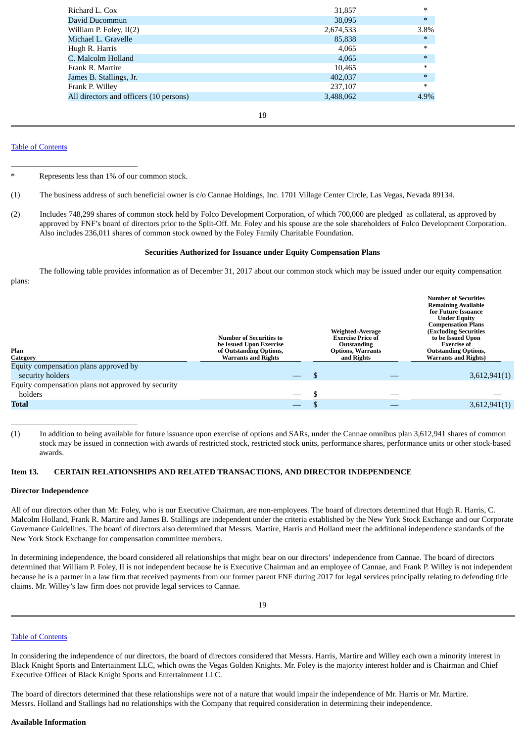| | | |
|---|---|---|
| Richard L. Cox | 31,857 | * |
| David Ducommun | 38,095 | * |
| William P. Foley, II(2) | 2,674,533 | 3.8% |
| Michael L. Gravelle | 85,838 | * |
| Hugh R. Harris | 4,065 | * |
| C. Malcolm Holland | 4,065 | * |
| Frank R. Martire | 10,465 | * |
| James B. Stallings, Jr. | 402,037 | * |
| Frank P. Willey | 237,107 | * |
| All directors and officers (10 persons) | 3,488,062 | 4.9% |

Table of Contents

---

\* Represents less than 1% of our common stock.

(1) The business address of such beneficial owner is c/o Cannae Holdings, Inc. 1701 Village Center Circle, Las Vegas, Nevada 89134.

(2) Includes 748,299 shares of common stock held by Folco Development Corporation, of which 700,000 are pledged as collateral, as approved by approved by FNF's board of directors prior to the Split-Off. Mr. Foley and his spouse are the sole shareholders of Folco Development Corporation. Also includes 236,011 shares of common stock owned by the Foley Family Charitable Foundation.

**Securities Authorized for Issuance under Equity Compensation Plans**

The following table provides information as of December 31, 2017 about our common stock which may be issued under our equity compensation plans:

| Plan Category | Number of Securities to be Issued Upon Exercise of Outstanding Options, Warrants and Rights | Weighted-Average Exercise Price of Outstanding Options, Warrants and Rights | Number of Securities Remaining Available for Future Issuance Under Equity Compensation Plans (Excluding Securities to be Issued Upon Exercise of Outstanding Options, Warrants and Rights) |
|---|---|---|---|
| Equity compensation plans approved by security holders | — | $ — | 3,612,941(1) |
| Equity compensation plans not approved by security holders | — | $ — | — |
| **Total** | — | $ — | 3,612,941(1) |

---

(1) In addition to being available for future issuance upon exercise of options and SARs, under the Cannae omnibus plan 3,612,941 shares of common stock may be issued in connection with awards of restricted stock, restricted stock units, performance shares, performance units or other stock-based awards.

## Item 13. CERTAIN RELATIONSHIPS AND RELATED TRANSACTIONS, AND DIRECTOR INDEPENDENCE

**Director Independence**

All of our directors other than Mr. Foley, who is our Executive Chairman, are non-employees. The board of directors determined that Hugh R. Harris, C. Malcolm Holland, Frank R. Martire and James B. Stallings are independent under the criteria established by the New York Stock Exchange and our Corporate Governance Guidelines. The board of directors also determined that Messrs. Martire, Harris and Holland meet the additional independence standards of the New York Stock Exchange for compensation committee members.

In determining independence, the board considered all relationships that might bear on our directors' independence from Cannae. The board of directors determined that William P. Foley, II is not independent because he is Executive Chairman and an employee of Cannae, and Frank P. Willey is not independent because he is a partner in a law firm that received payments from our former parent FNF during 2017 for legal services principally relating to defending title claims. Mr. Willey's law firm does not provide legal services to Cannae.

Table of Contents

In considering the independence of our directors, the board of directors considered that Messrs. Harris, Martire and Willey each own a minority interest in Black Knight Sports and Entertainment LLC, which owns the Vegas Golden Knights. Mr. Foley is the majority interest holder and is Chairman and Chief Executive Officer of Black Knight Sports and Entertainment LLC.

The board of directors determined that these relationships were not of a nature that would impair the independence of Mr. Harris or Mr. Martire. Messrs. Holland and Stallings had no relationships with the Company that required consideration in determining their independence.

**Available Information**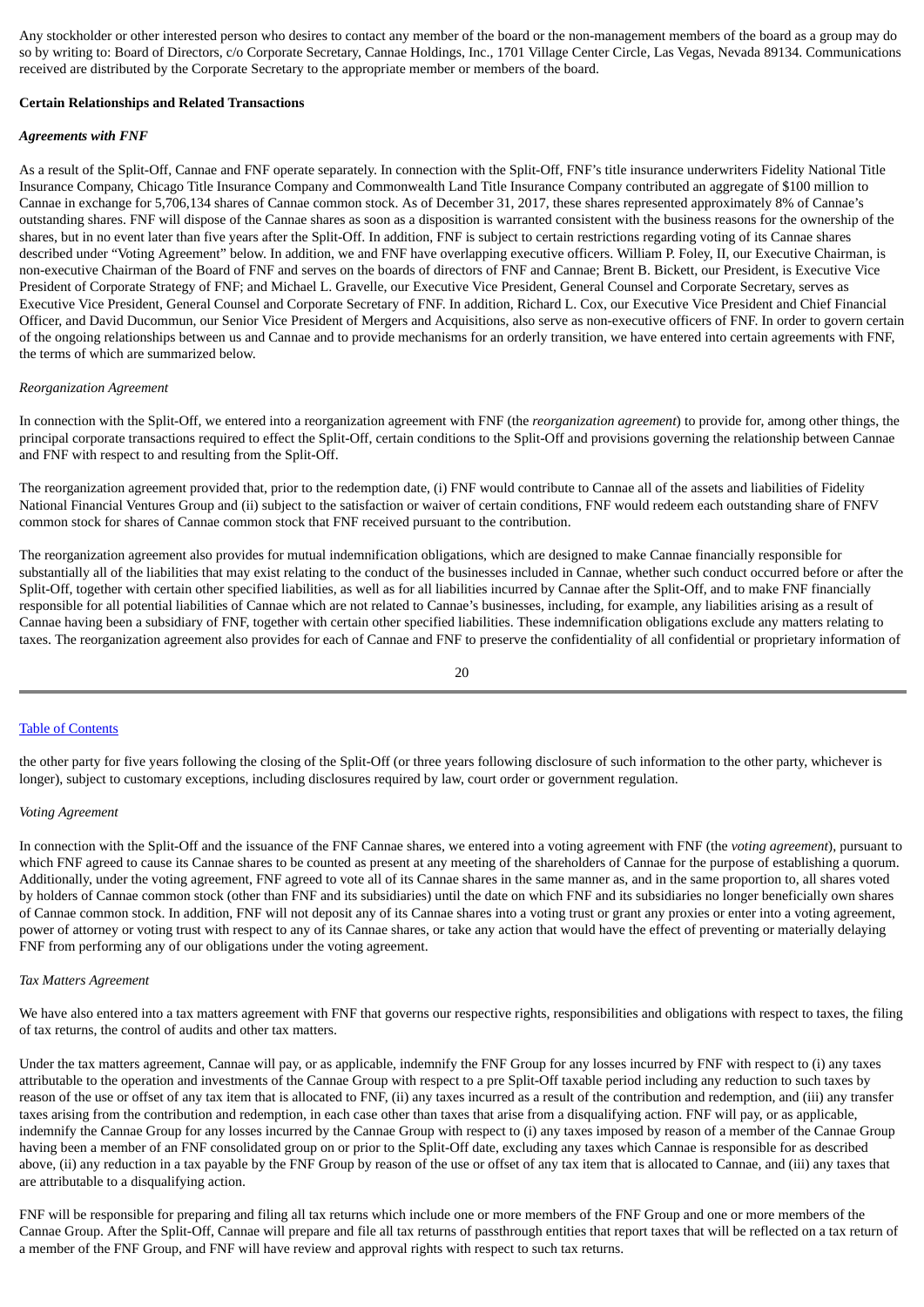Any stockholder or other interested person who desires to contact any member of the board or the non-management members of the board as a group may do so by writing to: Board of Directors, c/o Corporate Secretary, Cannae Holdings, Inc., 1701 Village Center Circle, Las Vegas, Nevada 89134. Communications received are distributed by the Corporate Secretary to the appropriate member or members of the board.

**Certain Relationships and Related Transactions**

***Agreements with FNF***

As a result of the Split-Off, Cannae and FNF operate separately. In connection with the Split-Off, FNF's title insurance underwriters Fidelity National Title Insurance Company, Chicago Title Insurance Company and Commonwealth Land Title Insurance Company contributed an aggregate of $100 million to Cannae in exchange for 5,706,134 shares of Cannae common stock. As of December 31, 2017, these shares represented approximately 8% of Cannae's outstanding shares. FNF will dispose of the Cannae shares as soon as a disposition is warranted consistent with the business reasons for the ownership of the shares, but in no event later than five years after the Split-Off. In addition, FNF is subject to certain restrictions regarding voting of its Cannae shares described under "Voting Agreement" below. In addition, we and FNF have overlapping executive officers. William P. Foley, II, our Executive Chairman, is non-executive Chairman of the Board of FNF and serves on the boards of directors of FNF and Cannae; Brent B. Bickett, our President, is Executive Vice President of Corporate Strategy of FNF; and Michael L. Gravelle, our Executive Vice President, General Counsel and Corporate Secretary, serves as Executive Vice President, General Counsel and Corporate Secretary of FNF. In addition, Richard L. Cox, our Executive Vice President and Chief Financial Officer, and David Ducommun, our Senior Vice President of Mergers and Acquisitions, also serve as non-executive officers of FNF. In order to govern certain of the ongoing relationships between us and Cannae and to provide mechanisms for an orderly transition, we have entered into certain agreements with FNF, the terms of which are summarized below.

*Reorganization Agreement*

In connection with the Split-Off, we entered into a reorganization agreement with FNF (the *reorganization agreement*) to provide for, among other things, the principal corporate transactions required to effect the Split-Off, certain conditions to the Split-Off and provisions governing the relationship between Cannae and FNF with respect to and resulting from the Split-Off.

The reorganization agreement provided that, prior to the redemption date, (i) FNF would contribute to Cannae all of the assets and liabilities of Fidelity National Financial Ventures Group and (ii) subject to the satisfaction or waiver of certain conditions, FNF would redeem each outstanding share of FNFV common stock for shares of Cannae common stock that FNF received pursuant to the contribution.

The reorganization agreement also provides for mutual indemnification obligations, which are designed to make Cannae financially responsible for substantially all of the liabilities that may exist relating to the conduct of the businesses included in Cannae, whether such conduct occurred before or after the Split-Off, together with certain other specified liabilities, as well as for all liabilities incurred by Cannae after the Split-Off, and to make FNF financially responsible for all potential liabilities of Cannae which are not related to Cannae's businesses, including, for example, any liabilities arising as a result of Cannae having been a subsidiary of FNF, together with certain other specified liabilities. These indemnification obligations exclude any matters relating to taxes. The reorganization agreement also provides for each of Cannae and FNF to preserve the confidentiality of all confidential or proprietary information of the other party for five years following the closing of the Split-Off (or three years following disclosure of such information to the other party, whichever is longer), subject to customary exceptions, including disclosures required by law, court order or government regulation.

*Voting Agreement*

In connection with the Split-Off and the issuance of the FNF Cannae shares, we entered into a voting agreement with FNF (the *voting agreement*), pursuant to which FNF agreed to cause its Cannae shares to be counted as present at any meeting of the shareholders of Cannae for the purpose of establishing a quorum. Additionally, under the voting agreement, FNF agreed to vote all of its Cannae shares in the same manner as, and in the same proportion to, all shares voted by holders of Cannae common stock (other than FNF and its subsidiaries) until the date on which FNF and its subsidiaries no longer beneficially own shares of Cannae common stock. In addition, FNF will not deposit any of its Cannae shares into a voting trust or grant any proxies or enter into a voting agreement, power of attorney or voting trust with respect to any of its Cannae shares, or take any action that would have the effect of preventing or materially delaying FNF from performing any of our obligations under the voting agreement.

*Tax Matters Agreement*

We have also entered into a tax matters agreement with FNF that governs our respective rights, responsibilities and obligations with respect to taxes, the filing of tax returns, the control of audits and other tax matters.

Under the tax matters agreement, Cannae will pay, or as applicable, indemnify the FNF Group for any losses incurred by FNF with respect to (i) any taxes attributable to the operation and investments of the Cannae Group with respect to a pre Split-Off taxable period including any reduction to such taxes by reason of the use or offset of any tax item that is allocated to FNF, (ii) any taxes incurred as a result of the contribution and redemption, and (iii) any transfer taxes arising from the contribution and redemption, in each case other than taxes that arise from a disqualifying action. FNF will pay, or as applicable, indemnify the Cannae Group for any losses incurred by the Cannae Group with respect to (i) any taxes imposed by reason of a member of the Cannae Group having been a member of an FNF consolidated group on or prior to the Split-Off date, excluding any taxes which Cannae is responsible for as described above, (ii) any reduction in a tax payable by the FNF Group by reason of the use or offset of any tax item that is allocated to Cannae, and (iii) any taxes that are attributable to a disqualifying action.

FNF will be responsible for preparing and filing all tax returns which include one or more members of the FNF Group and one or more members of the Cannae Group. After the Split-Off, Cannae will prepare and file all tax returns of passthrough entities that report taxes that will be reflected on a tax return of a member of the FNF Group, and FNF will have review and approval rights with respect to such tax returns.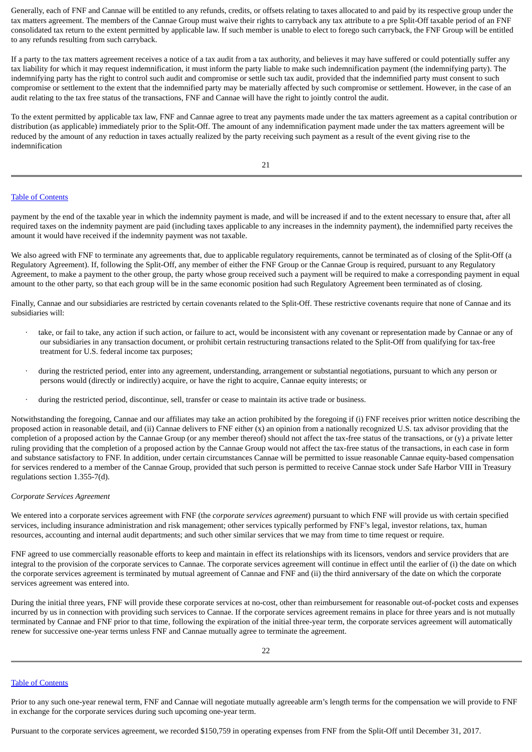Generally, each of FNF and Cannae will be entitled to any refunds, credits, or offsets relating to taxes allocated to and paid by its respective group under the tax matters agreement. The members of the Cannae Group must waive their rights to carryback any tax attribute to a pre Split-Off taxable period of an FNF consolidated tax return to the extent permitted by applicable law. If such member is unable to elect to forego such carryback, the FNF Group will be entitled to any refunds resulting from such carryback.

If a party to the tax matters agreement receives a notice of a tax audit from a tax authority, and believes it may have suffered or could potentially suffer any tax liability for which it may request indemnification, it must inform the party liable to make such indemnification payment (the indemnifying party). The indemnifying party has the right to control such audit and compromise or settle such tax audit, provided that the indemnified party must consent to such compromise or settlement to the extent that the indemnified party may be materially affected by such compromise or settlement. However, in the case of an audit relating to the tax free status of the transactions, FNF and Cannae will have the right to jointly control the audit.

To the extent permitted by applicable tax law, FNF and Cannae agree to treat any payments made under the tax matters agreement as a capital contribution or distribution (as applicable) immediately prior to the Split-Off. The amount of any indemnification payment made under the tax matters agreement will be reduced by the amount of any reduction in taxes actually realized by the party receiving such payment as a result of the event giving rise to the indemnification payment by the end of the taxable year in which the indemnity payment is made, and will be increased if and to the extent necessary to ensure that, after all required taxes on the indemnity payment are paid (including taxes applicable to any increases in the indemnity payment), the indemnified party receives the amount it would have received if the indemnity payment was not taxable.

We also agreed with FNF to terminate any agreements that, due to applicable regulatory requirements, cannot be terminated as of closing of the Split-Off (a Regulatory Agreement). If, following the Split-Off, any member of either the FNF Group or the Cannae Group is required, pursuant to any Regulatory Agreement, to make a payment to the other group, the party whose group received such a payment will be required to make a corresponding payment in equal amount to the other party, so that each group will be in the same economic position had such Regulatory Agreement been terminated as of closing.

Finally, Cannae and our subsidiaries are restricted by certain covenants related to the Split-Off. These restrictive covenants require that none of Cannae and its subsidiaries will:

- take, or fail to take, any action if such action, or failure to act, would be inconsistent with any covenant or representation made by Cannae or any of our subsidiaries in any transaction document, or prohibit certain restructuring transactions related to the Split-Off from qualifying for tax-free treatment for U.S. federal income tax purposes;
- during the restricted period, enter into any agreement, understanding, arrangement or substantial negotiations, pursuant to which any person or persons would (directly or indirectly) acquire, or have the right to acquire, Cannae equity interests; or
- during the restricted period, discontinue, sell, transfer or cease to maintain its active trade or business.

Notwithstanding the foregoing, Cannae and our affiliates may take an action prohibited by the foregoing if (i) FNF receives prior written notice describing the proposed action in reasonable detail, and (ii) Cannae delivers to FNF either (x) an opinion from a nationally recognized U.S. tax advisor providing that the completion of a proposed action by the Cannae Group (or any member thereof) should not affect the tax-free status of the transactions, or (y) a private letter ruling providing that the completion of a proposed action by the Cannae Group would not affect the tax-free status of the transactions, in each case in form and substance satisfactory to FNF. In addition, under certain circumstances Cannae will be permitted to issue reasonable Cannae equity-based compensation for services rendered to a member of the Cannae Group, provided that such person is permitted to receive Cannae stock under Safe Harbor VIII in Treasury regulations section 1.355-7(d).

*Corporate Services Agreement*

We entered into a corporate services agreement with FNF (the *corporate services agreement*) pursuant to which FNF will provide us with certain specified services, including insurance administration and risk management; other services typically performed by FNF's legal, investor relations, tax, human resources, accounting and internal audit departments; and such other similar services that we may from time to time request or require.

FNF agreed to use commercially reasonable efforts to keep and maintain in effect its relationships with its licensors, vendors and service providers that are integral to the provision of the corporate services to Cannae. The corporate services agreement will continue in effect until the earlier of (i) the date on which the corporate services agreement is terminated by mutual agreement of Cannae and FNF and (ii) the third anniversary of the date on which the corporate services agreement was entered into.

During the initial three years, FNF will provide these corporate services at no-cost, other than reimbursement for reasonable out-of-pocket costs and expenses incurred by us in connection with providing such services to Cannae. If the corporate services agreement remains in place for three years and is not mutually terminated by Cannae and FNF prior to that time, following the expiration of the initial three-year term, the corporate services agreement will automatically renew for successive one-year terms unless FNF and Cannae mutually agree to terminate the agreement.

Prior to any such one-year renewal term, FNF and Cannae will negotiate mutually agreeable arm's length terms for the compensation we will provide to FNF in exchange for the corporate services during such upcoming one-year term.

Pursuant to the corporate services agreement, we recorded $150,759 in operating expenses from FNF from the Split-Off until December 31, 2017.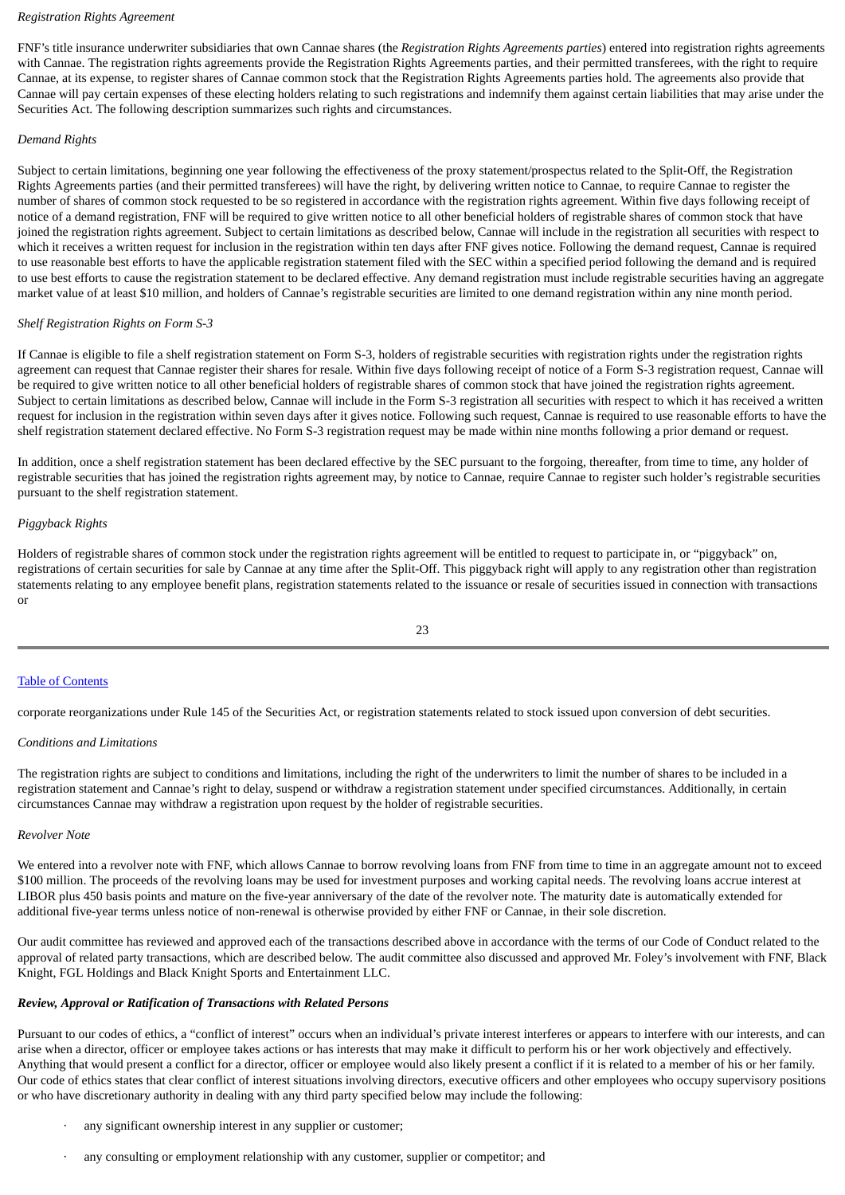*Registration Rights Agreement*

FNF's title insurance underwriter subsidiaries that own Cannae shares (the *Registration Rights Agreements parties*) entered into registration rights agreements with Cannae. The registration rights agreements provide the Registration Rights Agreements parties, and their permitted transferees, with the right to require Cannae, at its expense, to register shares of Cannae common stock that the Registration Rights Agreements parties hold. The agreements also provide that Cannae will pay certain expenses of these electing holders relating to such registrations and indemnify them against certain liabilities that may arise under the Securities Act. The following description summarizes such rights and circumstances.

*Demand Rights*

Subject to certain limitations, beginning one year following the effectiveness of the proxy statement/prospectus related to the Split-Off, the Registration Rights Agreements parties (and their permitted transferees) will have the right, by delivering written notice to Cannae, to require Cannae to register the number of shares of common stock requested to be so registered in accordance with the registration rights agreement. Within five days following receipt of notice of a demand registration, FNF will be required to give written notice to all other beneficial holders of registrable shares of common stock that have joined the registration rights agreement. Subject to certain limitations as described below, Cannae will include in the registration all securities with respect to which it receives a written request for inclusion in the registration within ten days after FNF gives notice. Following the demand request, Cannae is required to use reasonable best efforts to have the applicable registration statement filed with the SEC within a specified period following the demand and is required to use best efforts to cause the registration statement to be declared effective. Any demand registration must include registrable securities having an aggregate market value of at least $10 million, and holders of Cannae's registrable securities are limited to one demand registration within any nine month period.

*Shelf Registration Rights on Form S-3*

If Cannae is eligible to file a shelf registration statement on Form S-3, holders of registrable securities with registration rights under the registration rights agreement can request that Cannae register their shares for resale. Within five days following receipt of notice of a Form S-3 registration request, Cannae will be required to give written notice to all other beneficial holders of registrable shares of common stock that have joined the registration rights agreement. Subject to certain limitations as described below, Cannae will include in the Form S-3 registration all securities with respect to which it has received a written request for inclusion in the registration within seven days after it gives notice. Following such request, Cannae is required to use reasonable efforts to have the shelf registration statement declared effective. No Form S-3 registration request may be made within nine months following a prior demand or request.

In addition, once a shelf registration statement has been declared effective by the SEC pursuant to the forgoing, thereafter, from time to time, any holder of registrable securities that has joined the registration rights agreement may, by notice to Cannae, require Cannae to register such holder's registrable securities pursuant to the shelf registration statement.

*Piggyback Rights*

Holders of registrable shares of common stock under the registration rights agreement will be entitled to request to participate in, or "piggyback" on, registrations of certain securities for sale by Cannae at any time after the Split-Off. This piggyback right will apply to any registration other than registration statements relating to any employee benefit plans, registration statements related to the issuance or resale of securities issued in connection with transactions or corporate reorganizations under Rule 145 of the Securities Act, or registration statements related to stock issued upon conversion of debt securities.

*Conditions and Limitations*

The registration rights are subject to conditions and limitations, including the right of the underwriters to limit the number of shares to be included in a registration statement and Cannae's right to delay, suspend or withdraw a registration statement under specified circumstances. Additionally, in certain circumstances Cannae may withdraw a registration upon request by the holder of registrable securities.

*Revolver Note*

We entered into a revolver note with FNF, which allows Cannae to borrow revolving loans from FNF from time to time in an aggregate amount not to exceed $100 million. The proceeds of the revolving loans may be used for investment purposes and working capital needs. The revolving loans accrue interest at LIBOR plus 450 basis points and mature on the five-year anniversary of the date of the revolver note. The maturity date is automatically extended for additional five-year terms unless notice of non-renewal is otherwise provided by either FNF or Cannae, in their sole discretion.

Our audit committee has reviewed and approved each of the transactions described above in accordance with the terms of our Code of Conduct related to the approval of related party transactions, which are described below. The audit committee also discussed and approved Mr. Foley's involvement with FNF, Black Knight, FGL Holdings and Black Knight Sports and Entertainment LLC.

***Review, Approval or Ratification of Transactions with Related Persons***

Pursuant to our codes of ethics, a "conflict of interest" occurs when an individual's private interest interferes or appears to interfere with our interests, and can arise when a director, officer or employee takes actions or has interests that may make it difficult to perform his or her work objectively and effectively. Anything that would present a conflict for a director, officer or employee would also likely present a conflict if it is related to a member of his or her family. Our code of ethics states that clear conflict of interest situations involving directors, executive officers and other employees who occupy supervisory positions or who have discretionary authority in dealing with any third party specified below may include the following:

- any significant ownership interest in any supplier or customer;
- any consulting or employment relationship with any customer, supplier or competitor; and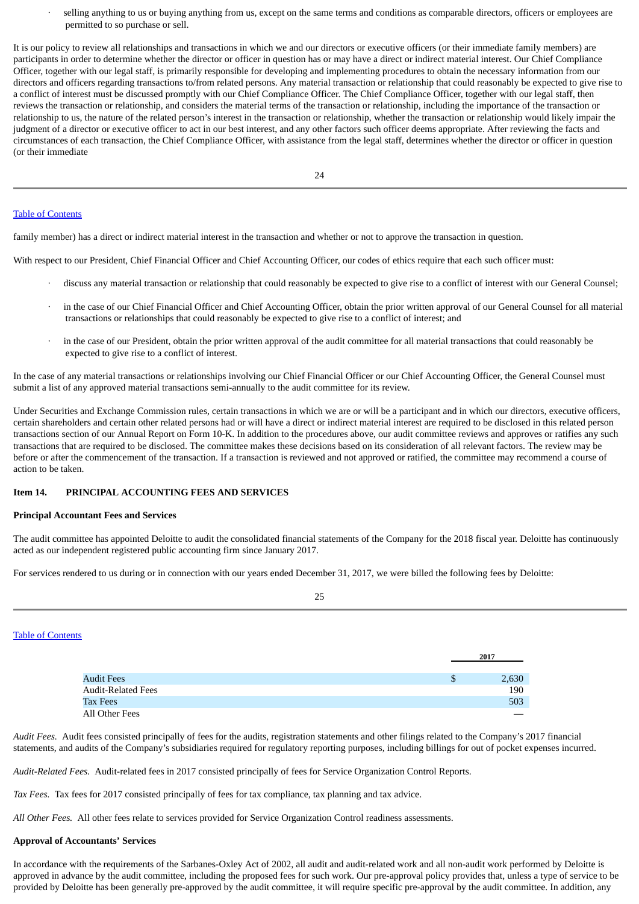- selling anything to us or buying anything from us, except on the same terms and conditions as comparable directors, officers or employees are permitted to so purchase or sell.

It is our policy to review all relationships and transactions in which we and our directors or executive officers (or their immediate family members) are participants in order to determine whether the director or officer in question has or may have a direct or indirect material interest. Our Chief Compliance Officer, together with our legal staff, is primarily responsible for developing and implementing procedures to obtain the necessary information from our directors and officers regarding transactions to/from related persons. Any material transaction or relationship that could reasonably be expected to give rise to a conflict of interest must be discussed promptly with our Chief Compliance Officer. The Chief Compliance Officer, together with our legal staff, then reviews the transaction or relationship, and considers the material terms of the transaction or relationship, including the importance of the transaction or relationship to us, the nature of the related person's interest in the transaction or relationship, whether the transaction or relationship would likely impair the judgment of a director or executive officer to act in our best interest, and any other factors such officer deems appropriate. After reviewing the facts and circumstances of each transaction, the Chief Compliance Officer, with assistance from the legal staff, determines whether the director or officer in question (or their immediate family member) has a direct or indirect material interest in the transaction and whether or not to approve the transaction in question.

With respect to our President, Chief Financial Officer and Chief Accounting Officer, our codes of ethics require that each such officer must:

- discuss any material transaction or relationship that could reasonably be expected to give rise to a conflict of interest with our General Counsel;
- in the case of our Chief Financial Officer and Chief Accounting Officer, obtain the prior written approval of our General Counsel for all material transactions or relationships that could reasonably be expected to give rise to a conflict of interest; and
- in the case of our President, obtain the prior written approval of the audit committee for all material transactions that could reasonably be expected to give rise to a conflict of interest.

In the case of any material transactions or relationships involving our Chief Financial Officer or our Chief Accounting Officer, the General Counsel must submit a list of any approved material transactions semi-annually to the audit committee for its review.

Under Securities and Exchange Commission rules, certain transactions in which we are or will be a participant and in which our directors, executive officers, certain shareholders and certain other related persons had or will have a direct or indirect material interest are required to be disclosed in this related person transactions section of our Annual Report on Form 10-K. In addition to the procedures above, our audit committee reviews and approves or ratifies any such transactions that are required to be disclosed. The committee makes these decisions based on its consideration of all relevant factors. The review may be before or after the commencement of the transaction. If a transaction is reviewed and not approved or ratified, the committee may recommend a course of action to be taken.

## Item 14. PRINCIPAL ACCOUNTING FEES AND SERVICES

### Principal Accountant Fees and Services

The audit committee has appointed Deloitte to audit the consolidated financial statements of the Company for the 2018 fiscal year. Deloitte has continuously acted as our independent registered public accounting firm since January 2017.

For services rendered to us during or in connection with our years ended December 31, 2017, we were billed the following fees by Deloitte:

| | 2017 |
|---|---|
| Audit Fees | $ 2,630 |
| Audit-Related Fees | 190 |
| Tax Fees | 503 |
| All Other Fees | — |

*Audit Fees.* Audit fees consisted principally of fees for the audits, registration statements and other filings related to the Company's 2017 financial statements, and audits of the Company's subsidiaries required for regulatory reporting purposes, including billings for out of pocket expenses incurred.

*Audit-Related Fees.* Audit-related fees in 2017 consisted principally of fees for Service Organization Control Reports.

*Tax Fees.* Tax fees for 2017 consisted principally of fees for tax compliance, tax planning and tax advice.

*All Other Fees.* All other fees relate to services provided for Service Organization Control readiness assessments.

### Approval of Accountants' Services

In accordance with the requirements of the Sarbanes-Oxley Act of 2002, all audit and audit-related work and all non-audit work performed by Deloitte is approved in advance by the audit committee, including the proposed fees for such work. Our pre-approval policy provides that, unless a type of service to be provided by Deloitte has been generally pre-approved by the audit committee, it will require specific pre-approval by the audit committee. In addition, any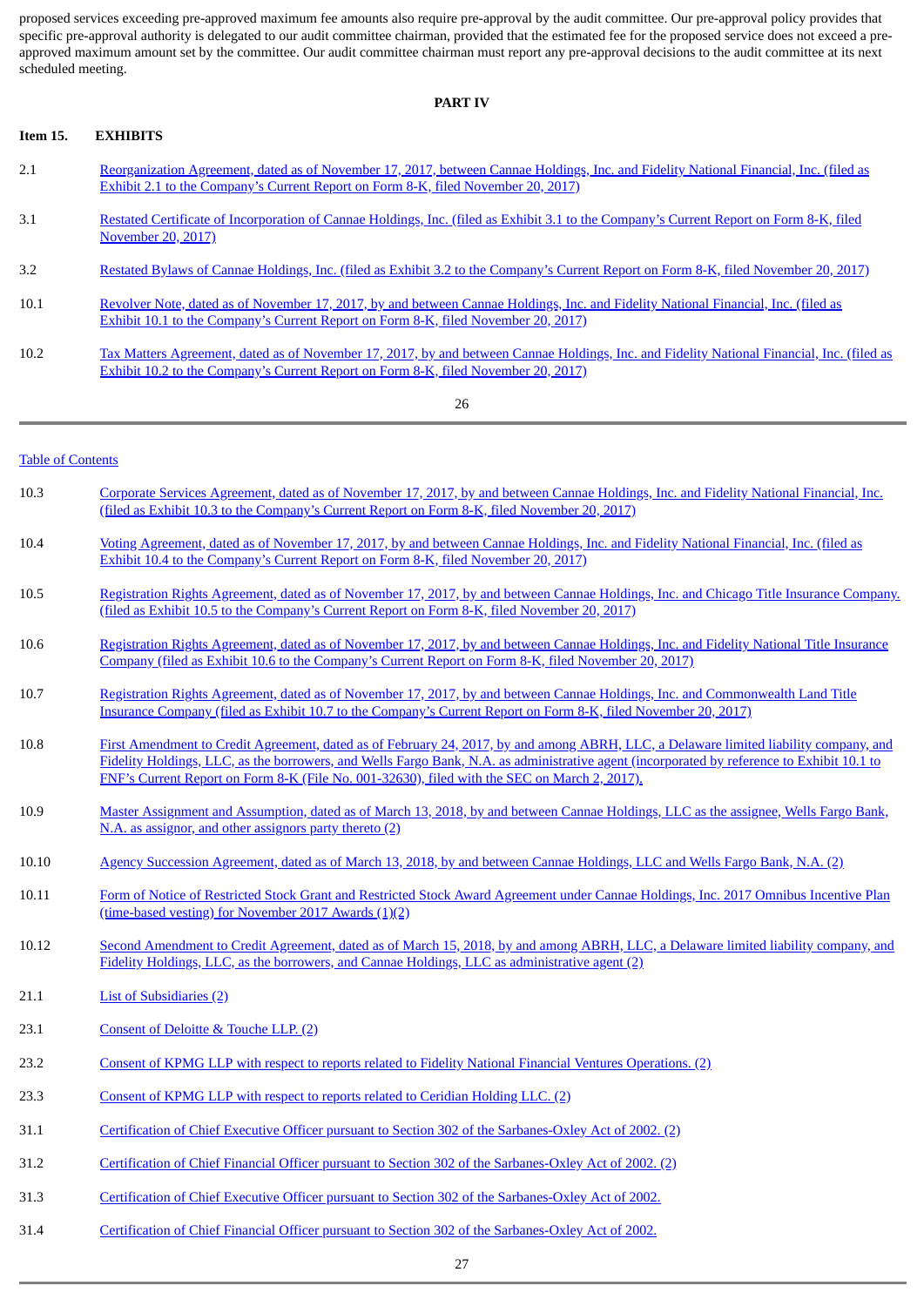proposed services exceeding pre-approved maximum fee amounts also require pre-approval by the audit committee. Our pre-approval policy provides that specific pre-approval authority is delegated to our audit committee chairman, provided that the estimated fee for the proposed service does not exceed a pre-approved maximum amount set by the committee. Our audit committee chairman must report any pre-approval decisions to the audit committee at its next scheduled meeting.

## PART IV

### Item 15. EXHIBITS

| | |
|---|---|
| 2.1 | Reorganization Agreement, dated as of November 17, 2017, between Cannae Holdings, Inc. and Fidelity National Financial, Inc. (filed as Exhibit 2.1 to the Company's Current Report on Form 8-K, filed November 20, 2017) |
| 3.1 | Restated Certificate of Incorporation of Cannae Holdings, Inc. (filed as Exhibit 3.1 to the Company's Current Report on Form 8-K, filed November 20, 2017) |
| 3.2 | Restated Bylaws of Cannae Holdings, Inc. (filed as Exhibit 3.2 to the Company's Current Report on Form 8-K, filed November 20, 2017) |
| 10.1 | Revolver Note, dated as of November 17, 2017, by and between Cannae Holdings, Inc. and Fidelity National Financial, Inc. (filed as Exhibit 10.1 to the Company's Current Report on Form 8-K, filed November 20, 2017) |
| 10.2 | Tax Matters Agreement, dated as of November 17, 2017, by and between Cannae Holdings, Inc. and Fidelity National Financial, Inc. (filed as Exhibit 10.2 to the Company's Current Report on Form 8-K, filed November 20, 2017) |
| 10.3 | Corporate Services Agreement, dated as of November 17, 2017, by and between Cannae Holdings, Inc. and Fidelity National Financial, Inc. (filed as Exhibit 10.3 to the Company's Current Report on Form 8-K, filed November 20, 2017) |
| 10.4 | Voting Agreement, dated as of November 17, 2017, by and between Cannae Holdings, Inc. and Fidelity National Financial, Inc. (filed as Exhibit 10.4 to the Company's Current Report on Form 8-K, filed November 20, 2017) |
| 10.5 | Registration Rights Agreement, dated as of November 17, 2017, by and between Cannae Holdings, Inc. and Chicago Title Insurance Company. (filed as Exhibit 10.5 to the Company's Current Report on Form 8-K, filed November 20, 2017) |
| 10.6 | Registration Rights Agreement, dated as of November 17, 2017, by and between Cannae Holdings, Inc. and Fidelity National Title Insurance Company (filed as Exhibit 10.6 to the Company's Current Report on Form 8-K, filed November 20, 2017) |
| 10.7 | Registration Rights Agreement, dated as of November 17, 2017, by and between Cannae Holdings, Inc. and Commonwealth Land Title Insurance Company (filed as Exhibit 10.7 to the Company's Current Report on Form 8-K, filed November 20, 2017) |
| 10.8 | First Amendment to Credit Agreement, dated as of February 24, 2017, by and among ABRH, LLC, a Delaware limited liability company, and Fidelity Holdings, LLC, as the borrowers, and Wells Fargo Bank, N.A. as administrative agent (incorporated by reference to Exhibit 10.1 to FNF's Current Report on Form 8-K (File No. 001-32630), filed with the SEC on March 2, 2017). |
| 10.9 | Master Assignment and Assumption, dated as of March 13, 2018, by and between Cannae Holdings, LLC as the assignee, Wells Fargo Bank, N.A. as assignor, and other assignors party thereto (2) |
| 10.10 | Agency Succession Agreement, dated as of March 13, 2018, by and between Cannae Holdings, LLC and Wells Fargo Bank, N.A. (2) |
| 10.11 | Form of Notice of Restricted Stock Grant and Restricted Stock Award Agreement under Cannae Holdings, Inc. 2017 Omnibus Incentive Plan (time-based vesting) for November 2017 Awards (1)(2) |
| 10.12 | Second Amendment to Credit Agreement, dated as of March 15, 2018, by and among ABRH, LLC, a Delaware limited liability company, and Fidelity Holdings, LLC, as the borrowers, and Cannae Holdings, LLC as administrative agent (2) |
| 21.1 | List of Subsidiaries (2) |
| 23.1 | Consent of Deloitte & Touche LLP. (2) |
| 23.2 | Consent of KPMG LLP with respect to reports related to Fidelity National Financial Ventures Operations. (2) |
| 23.3 | Consent of KPMG LLP with respect to reports related to Ceridian Holding LLC. (2) |
| 31.1 | Certification of Chief Executive Officer pursuant to Section 302 of the Sarbanes-Oxley Act of 2002. (2) |
| 31.2 | Certification of Chief Financial Officer pursuant to Section 302 of the Sarbanes-Oxley Act of 2002. (2) |
| 31.3 | Certification of Chief Executive Officer pursuant to Section 302 of the Sarbanes-Oxley Act of 2002. |
| 31.4 | Certification of Chief Financial Officer pursuant to Section 302 of the Sarbanes-Oxley Act of 2002. |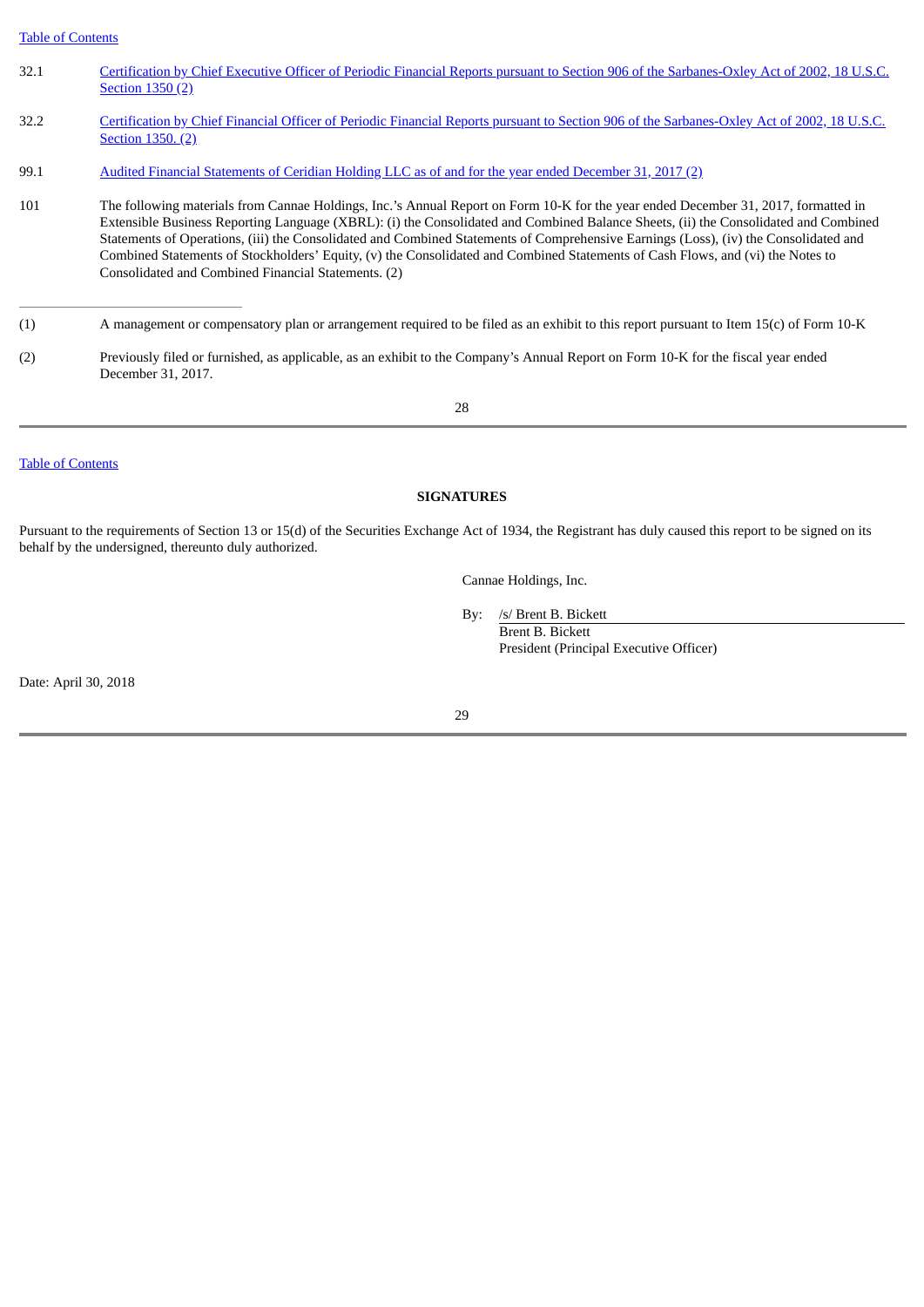| | |
|---|---|
| 32.1 | Certification by Chief Executive Officer of Periodic Financial Reports pursuant to Section 906 of the Sarbanes-Oxley Act of 2002, 18 U.S.C. Section 1350 (2) |
| 32.2 | Certification by Chief Financial Officer of Periodic Financial Reports pursuant to Section 906 of the Sarbanes-Oxley Act of 2002, 18 U.S.C. Section 1350. (2) |
| 99.1 | Audited Financial Statements of Ceridian Holding LLC as of and for the year ended December 31, 2017 (2) |
| 101 | The following materials from Cannae Holdings, Inc.'s Annual Report on Form 10-K for the year ended December 31, 2017, formatted in Extensible Business Reporting Language (XBRL): (i) the Consolidated and Combined Balance Sheets, (ii) the Consolidated and Combined Statements of Operations, (iii) the Consolidated and Combined Statements of Comprehensive Earnings (Loss), (iv) the Consolidated and Combined Statements of Stockholders' Equity, (v) the Consolidated and Combined Statements of Cash Flows, and (vi) the Notes to Consolidated and Combined Financial Statements. (2) |

---

(1) A management or compensatory plan or arrangement required to be filed as an exhibit to this report pursuant to Item 15(c) of Form 10-K

(2) Previously filed or furnished, as applicable, as an exhibit to the Company's Annual Report on Form 10-K for the fiscal year ended December 31, 2017.

## SIGNATURES

Pursuant to the requirements of Section 13 or 15(d) of the Securities Exchange Act of 1934, the Registrant has duly caused this report to be signed on its behalf by the undersigned, thereunto duly authorized.

Cannae Holdings, Inc.

By: /s/ Brent B. Bickett
Brent B. Bickett
President (Principal Executive Officer)

Date: April 30, 2018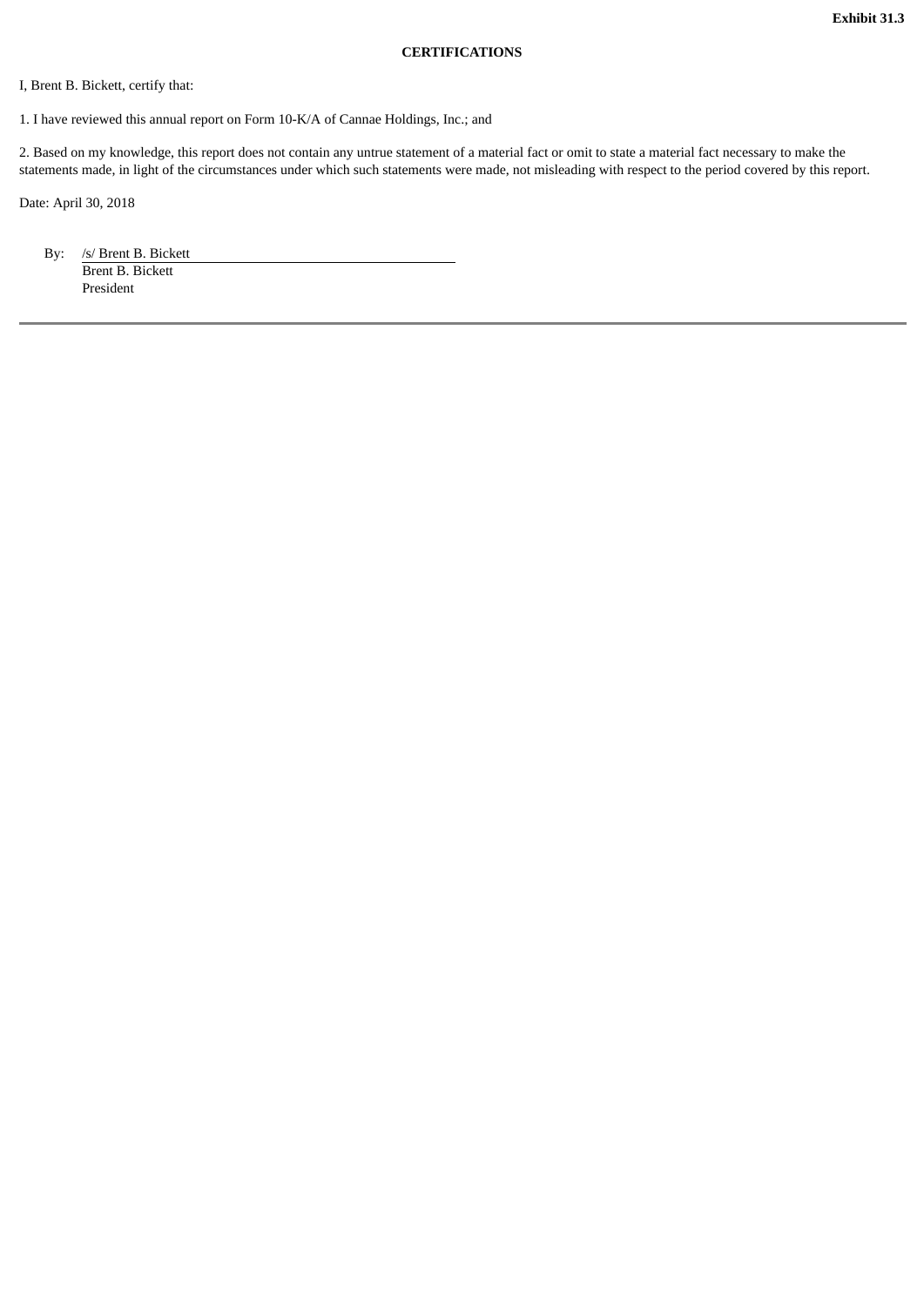**Exhibit 31.3**

**CERTIFICATIONS**

I, Brent B. Bickett, certify that:

1. I have reviewed this annual report on Form 10-K/A of Cannae Holdings, Inc.; and

2. Based on my knowledge, this report does not contain any untrue statement of a material fact or omit to state a material fact necessary to make the statements made, in light of the circumstances under which such statements were made, not misleading with respect to the period covered by this report.

Date: April 30, 2018

By: /s/ Brent B. Bickett
Brent B. Bickett
President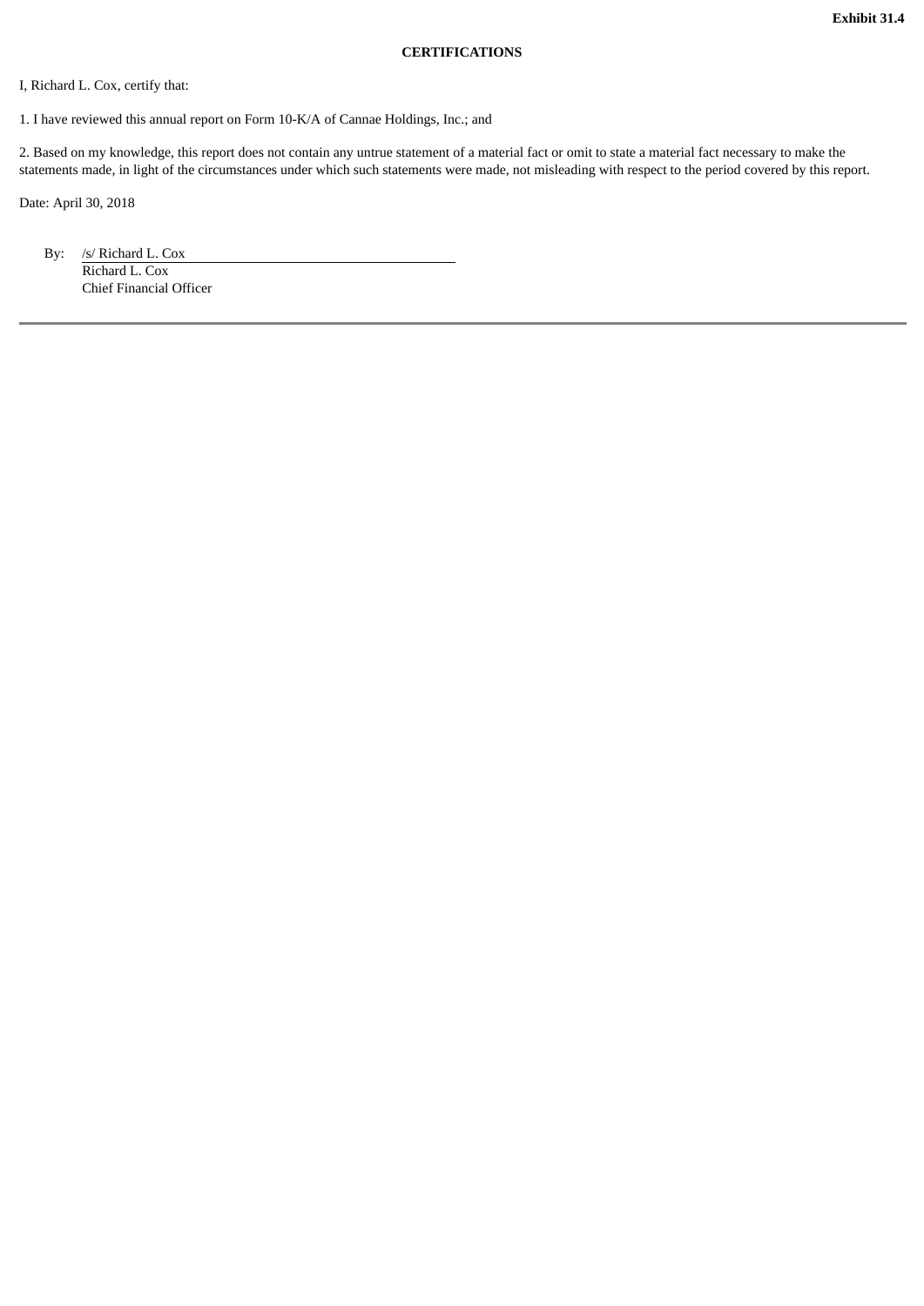**Exhibit 31.4**

**CERTIFICATIONS**

I, Richard L. Cox, certify that:

1. I have reviewed this annual report on Form 10-K/A of Cannae Holdings, Inc.; and

2. Based on my knowledge, this report does not contain any untrue statement of a material fact or omit to state a material fact necessary to make the statements made, in light of the circumstances under which such statements were made, not misleading with respect to the period covered by this report.

Date: April 30, 2018

By: /s/ Richard L. Cox
Richard L. Cox
Chief Financial Officer